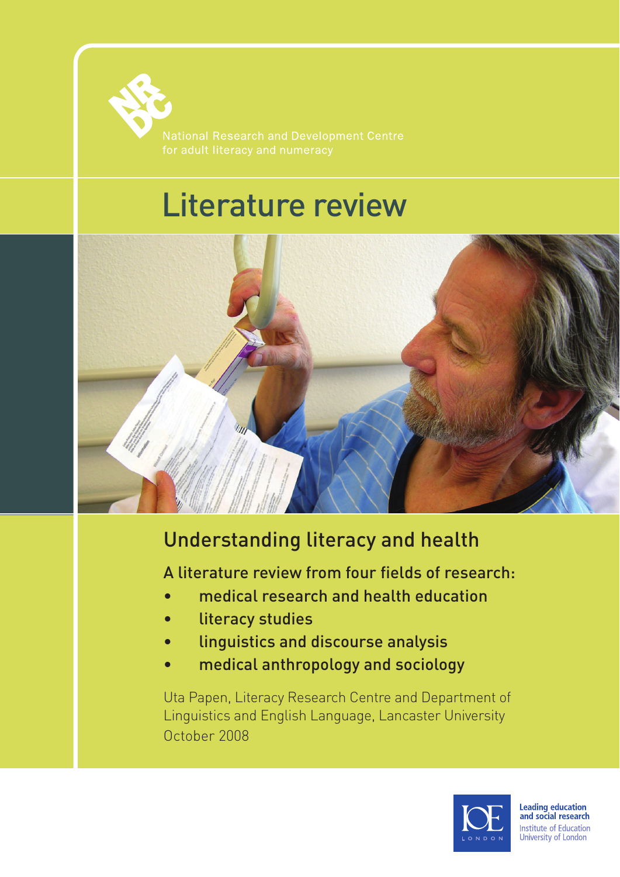National Research and Development Centre for adult literacy and numeracy

# Literature review

## Understanding literacy and health

A literature review from four fields of research:

- medical research and health education
- literacy studies
- linguistics and discourse analysis
- medical anthropology and sociology

Uta Papen, Literacy Research Centre and Department of Linguistics and English Language, Lancaster University

October 2008

Leading education and social research
Institute of Education
University of London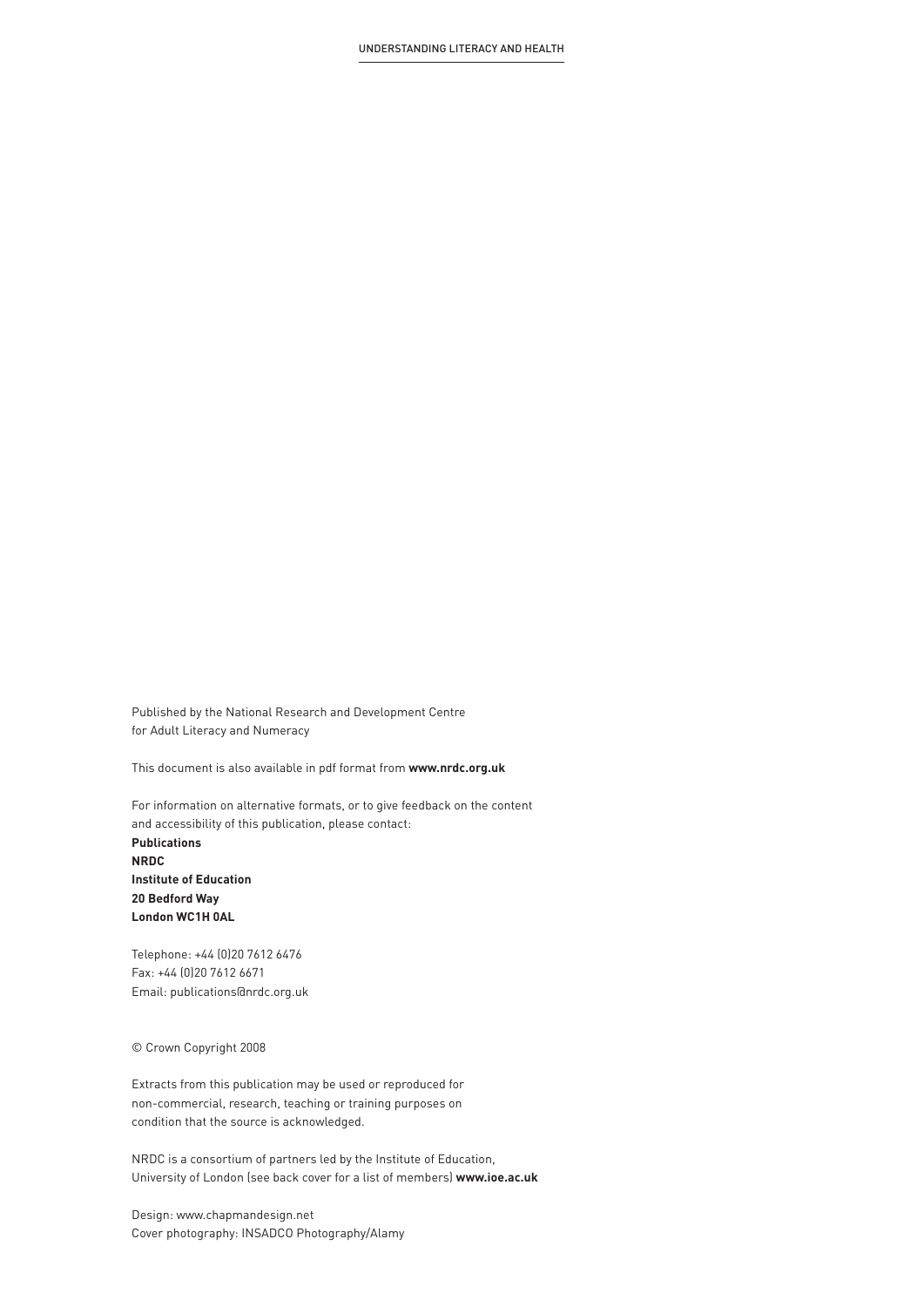Published by the National Research and Development Centre
for Adult Literacy and Numeracy

This document is also available in pdf format from **www.nrdc.org.uk**

For information on alternative formats, or to give feedback on the content
and accessibility of this publication, please contact:
**Publications**
**NRDC**
**Institute of Education**
**20 Bedford Way**
**London WC1H 0AL**

Telephone: +44 (0)20 7612 6476
Fax: +44 (0)20 7612 6671
Email: publications@nrdc.org.uk

© Crown Copyright 2008

Extracts from this publication may be used or reproduced for
non-commercial, research, teaching or training purposes on
condition that the source is acknowledged.

NRDC is a consortium of partners led by the Institute of Education,
University of London (see back cover for a list of members) **www.ioe.ac.uk**

Design: www.chapmandesign.net
Cover photography: INSADCO Photography/Alamy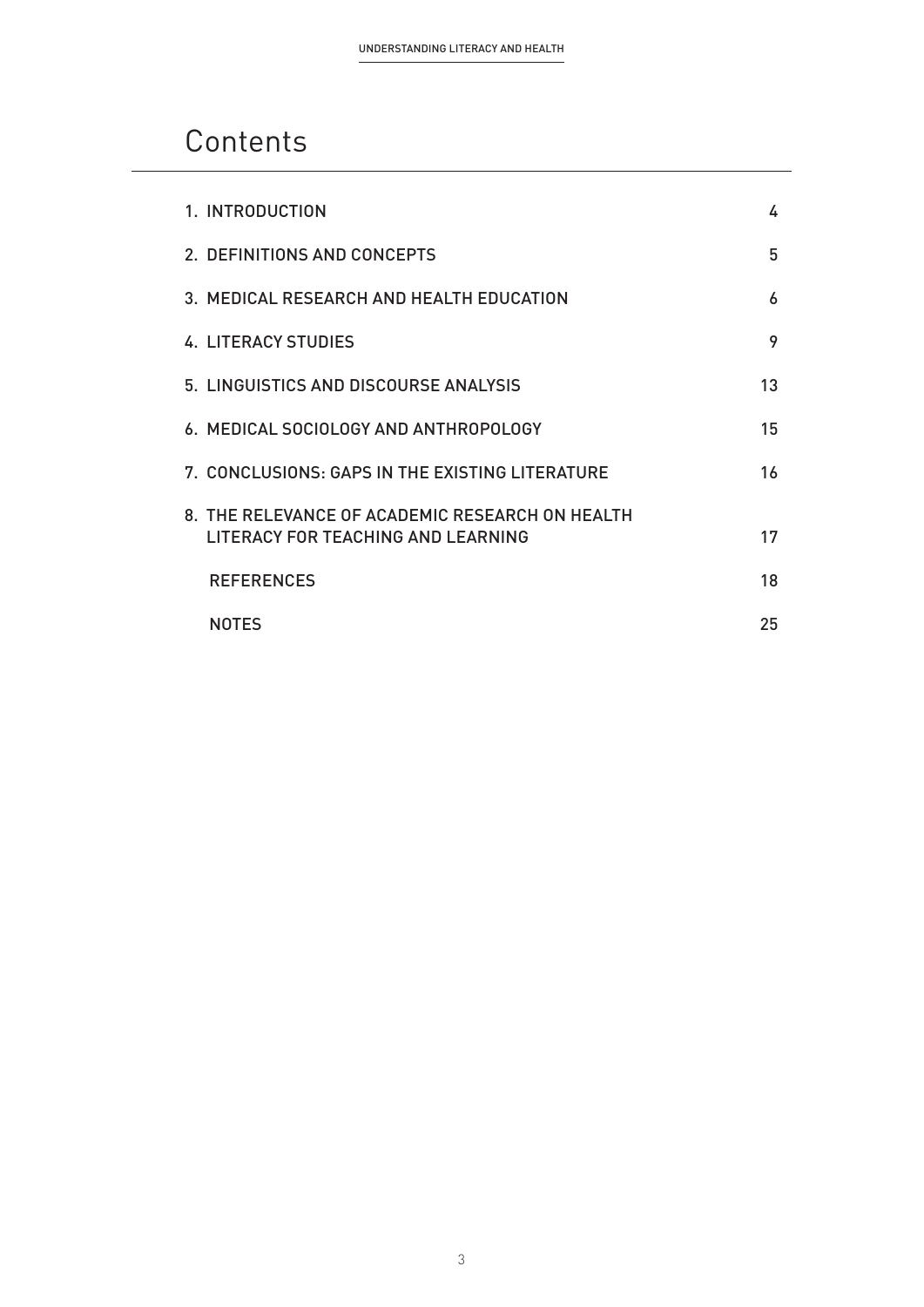# Contents

| | |
|---|---|
| 1. INTRODUCTION | 4 |
| 2. DEFINITIONS AND CONCEPTS | 5 |
| 3. MEDICAL RESEARCH AND HEALTH EDUCATION | 6 |
| 4. LITERACY STUDIES | 9 |
| 5. LINGUISTICS AND DISCOURSE ANALYSIS | 13 |
| 6. MEDICAL SOCIOLOGY AND ANTHROPOLOGY | 15 |
| 7. CONCLUSIONS: GAPS IN THE EXISTING LITERATURE | 16 |
| 8. THE RELEVANCE OF ACADEMIC RESEARCH ON HEALTH LITERACY FOR TEACHING AND LEARNING | 17 |
| REFERENCES | 18 |
| NOTES | 25 |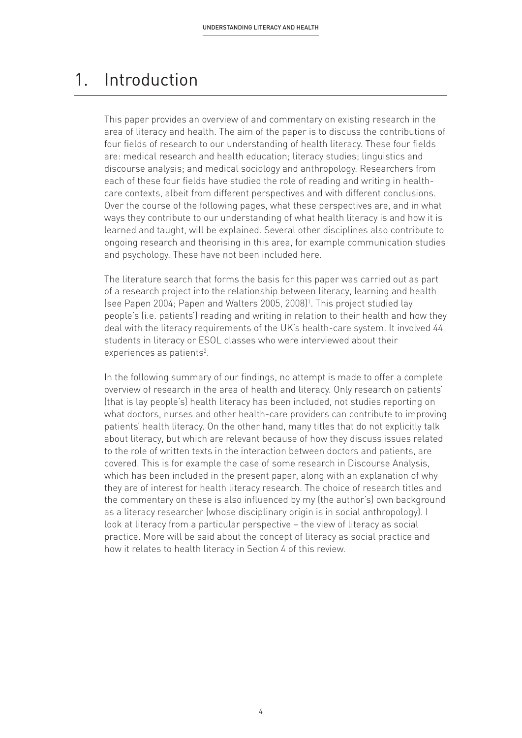# 1. Introduction

This paper provides an overview of and commentary on existing research in the area of literacy and health. The aim of the paper is to discuss the contributions of four fields of research to our understanding of health literacy. These four fields are: medical research and health education; literacy studies; linguistics and discourse analysis; and medical sociology and anthropology. Researchers from each of these four fields have studied the role of reading and writing in health-care contexts, albeit from different perspectives and with different conclusions. Over the course of the following pages, what these perspectives are, and in what ways they contribute to our understanding of what health literacy is and how it is learned and taught, will be explained. Several other disciplines also contribute to ongoing research and theorising in this area, for example communication studies and psychology. These have not been included here.

The literature search that forms the basis for this paper was carried out as part of a research project into the relationship between literacy, learning and health (see Papen 2004; Papen and Walters 2005, 2008)[1]. This project studied lay people's (i.e. patients') reading and writing in relation to their health and how they deal with the literacy requirements of the UK's health-care system. It involved 44 students in literacy or ESOL classes who were interviewed about their experiences as patients[2].

In the following summary of our findings, no attempt is made to offer a complete overview of research in the area of health and literacy. Only research on patients' (that is lay people's) health literacy has been included, not studies reporting on what doctors, nurses and other health-care providers can contribute to improving patients' health literacy. On the other hand, many titles that do not explicitly talk about literacy, but which are relevant because of how they discuss issues related to the role of written texts in the interaction between doctors and patients, are covered. This is for example the case of some research in Discourse Analysis, which has been included in the present paper, along with an explanation of why they are of interest for health literacy research. The choice of research titles and the commentary on these is also influenced by my (the author's) own background as a literacy researcher (whose disciplinary origin is in social anthropology). I look at literacy from a particular perspective – the view of literacy as social practice. More will be said about the concept of literacy as social practice and how it relates to health literacy in Section 4 of this review.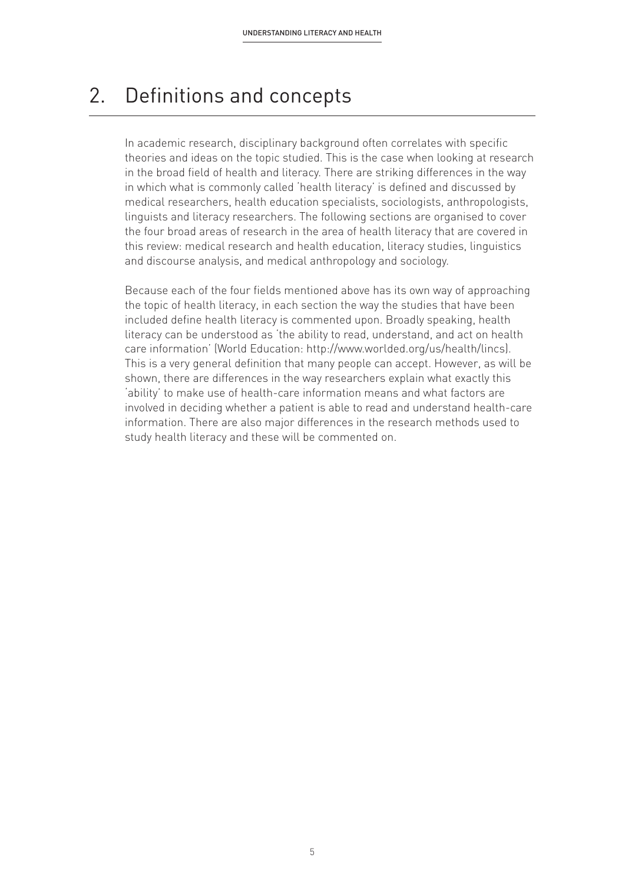# 2. Definitions and concepts

In academic research, disciplinary background often correlates with specific theories and ideas on the topic studied. This is the case when looking at research in the broad field of health and literacy. There are striking differences in the way in which what is commonly called 'health literacy' is defined and discussed by medical researchers, health education specialists, sociologists, anthropologists, linguists and literacy researchers. The following sections are organised to cover the four broad areas of research in the area of health literacy that are covered in this review: medical research and health education, literacy studies, linguistics and discourse analysis, and medical anthropology and sociology.

Because each of the four fields mentioned above has its own way of approaching the topic of health literacy, in each section the way the studies that have been included define health literacy is commented upon. Broadly speaking, health literacy can be understood as 'the ability to read, understand, and act on health care information' (World Education: http://www.worlded.org/us/health/lincs). This is a very general definition that many people can accept. However, as will be shown, there are differences in the way researchers explain what exactly this 'ability' to make use of health-care information means and what factors are involved in deciding whether a patient is able to read and understand health-care information. There are also major differences in the research methods used to study health literacy and these will be commented on.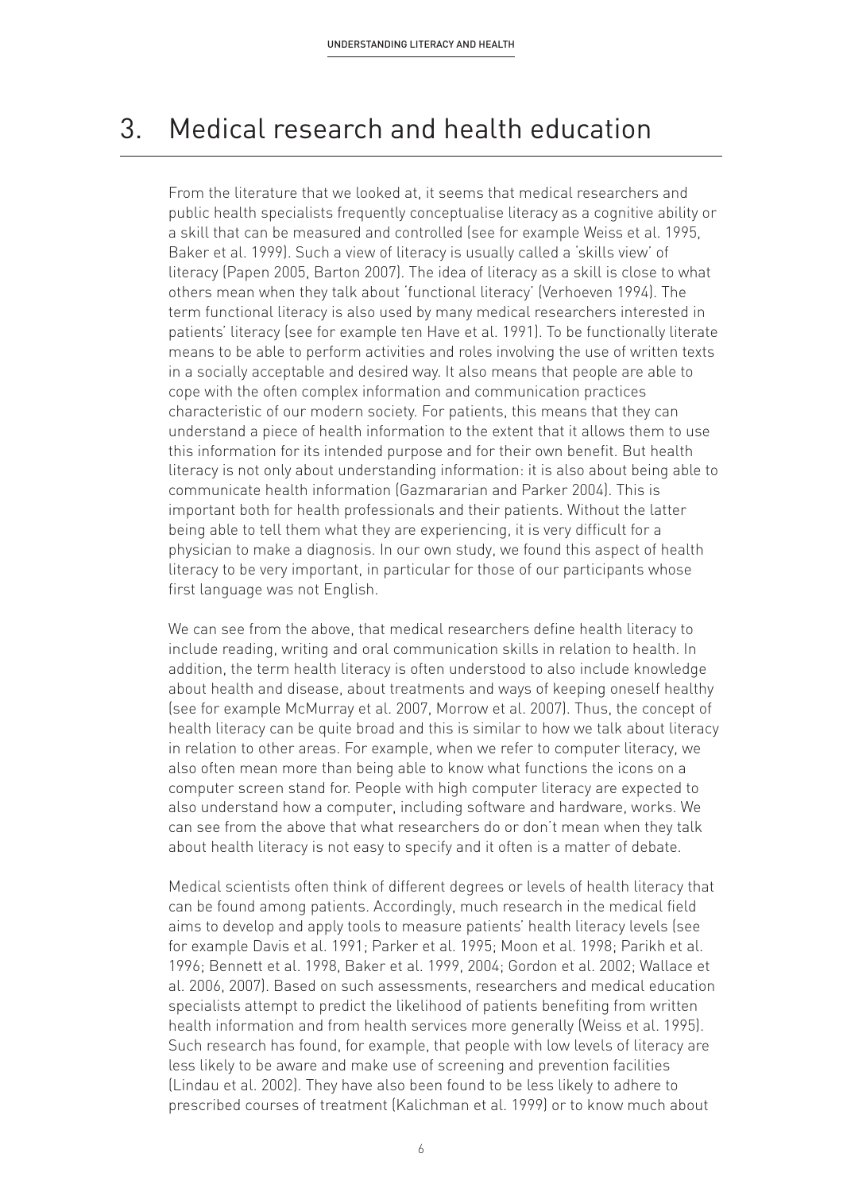# 3. Medical research and health education

From the literature that we looked at, it seems that medical researchers and public health specialists frequently conceptualise literacy as a cognitive ability or a skill that can be measured and controlled (see for example Weiss et al. 1995, Baker et al. 1999). Such a view of literacy is usually called a 'skills view' of literacy (Papen 2005, Barton 2007). The idea of literacy as a skill is close to what others mean when they talk about 'functional literacy' (Verhoeven 1994). The term functional literacy is also used by many medical researchers interested in patients' literacy (see for example ten Have et al. 1991). To be functionally literate means to be able to perform activities and roles involving the use of written texts in a socially acceptable and desired way. It also means that people are able to cope with the often complex information and communication practices characteristic of our modern society. For patients, this means that they can understand a piece of health information to the extent that it allows them to use this information for its intended purpose and for their own benefit. But health literacy is not only about understanding information: it is also about being able to communicate health information (Gazmararian and Parker 2004). This is important both for health professionals and their patients. Without the latter being able to tell them what they are experiencing, it is very difficult for a physician to make a diagnosis. In our own study, we found this aspect of health literacy to be very important, in particular for those of our participants whose first language was not English.

We can see from the above, that medical researchers define health literacy to include reading, writing and oral communication skills in relation to health. In addition, the term health literacy is often understood to also include knowledge about health and disease, about treatments and ways of keeping oneself healthy (see for example McMurray et al. 2007, Morrow et al. 2007). Thus, the concept of health literacy can be quite broad and this is similar to how we talk about literacy in relation to other areas. For example, when we refer to computer literacy, we also often mean more than being able to know what functions the icons on a computer screen stand for. People with high computer literacy are expected to also understand how a computer, including software and hardware, works. We can see from the above that what researchers do or don't mean when they talk about health literacy is not easy to specify and it often is a matter of debate.

Medical scientists often think of different degrees or levels of health literacy that can be found among patients. Accordingly, much research in the medical field aims to develop and apply tools to measure patients' health literacy levels (see for example Davis et al. 1991; Parker et al. 1995; Moon et al. 1998; Parikh et al. 1996; Bennett et al. 1998, Baker et al. 1999, 2004; Gordon et al. 2002; Wallace et al. 2006, 2007). Based on such assessments, researchers and medical education specialists attempt to predict the likelihood of patients benefiting from written health information and from health services more generally (Weiss et al. 1995). Such research has found, for example, that people with low levels of literacy are less likely to be aware and make use of screening and prevention facilities (Lindau et al. 2002). They have also been found to be less likely to adhere to prescribed courses of treatment (Kalichman et al. 1999) or to know much about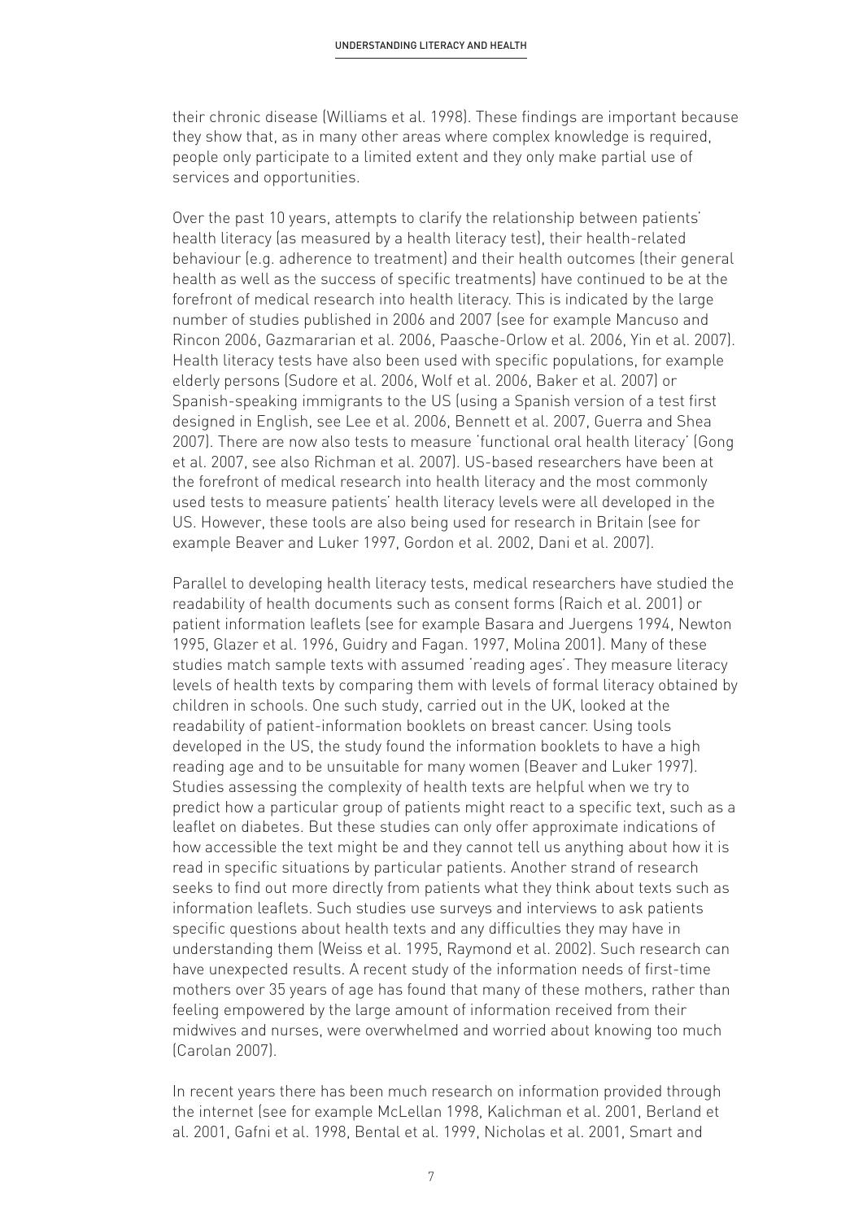their chronic disease (Williams et al. 1998). These findings are important because they show that, as in many other areas where complex knowledge is required, people only participate to a limited extent and they only make partial use of services and opportunities.

Over the past 10 years, attempts to clarify the relationship between patients' health literacy (as measured by a health literacy test), their health-related behaviour (e.g. adherence to treatment) and their health outcomes (their general health as well as the success of specific treatments) have continued to be at the forefront of medical research into health literacy. This is indicated by the large number of studies published in 2006 and 2007 (see for example Mancuso and Rincon 2006, Gazmararian et al. 2006, Paasche-Orlow et al. 2006, Yin et al. 2007). Health literacy tests have also been used with specific populations, for example elderly persons (Sudore et al. 2006, Wolf et al. 2006, Baker et al. 2007) or Spanish-speaking immigrants to the US (using a Spanish version of a test first designed in English, see Lee et al. 2006, Bennett et al. 2007, Guerra and Shea 2007). There are now also tests to measure 'functional oral health literacy' (Gong et al. 2007, see also Richman et al. 2007). US-based researchers have been at the forefront of medical research into health literacy and the most commonly used tests to measure patients' health literacy levels were all developed in the US. However, these tools are also being used for research in Britain (see for example Beaver and Luker 1997, Gordon et al. 2002, Dani et al. 2007).

Parallel to developing health literacy tests, medical researchers have studied the readability of health documents such as consent forms (Raich et al. 2001) or patient information leaflets (see for example Basara and Juergens 1994, Newton 1995, Glazer et al. 1996, Guidry and Fagan. 1997, Molina 2001). Many of these studies match sample texts with assumed 'reading ages'. They measure literacy levels of health texts by comparing them with levels of formal literacy obtained by children in schools. One such study, carried out in the UK, looked at the readability of patient-information booklets on breast cancer. Using tools developed in the US, the study found the information booklets to have a high reading age and to be unsuitable for many women (Beaver and Luker 1997). Studies assessing the complexity of health texts are helpful when we try to predict how a particular group of patients might react to a specific text, such as a leaflet on diabetes. But these studies can only offer approximate indications of how accessible the text might be and they cannot tell us anything about how it is read in specific situations by particular patients. Another strand of research seeks to find out more directly from patients what they think about texts such as information leaflets. Such studies use surveys and interviews to ask patients specific questions about health texts and any difficulties they may have in understanding them (Weiss et al. 1995, Raymond et al. 2002). Such research can have unexpected results. A recent study of the information needs of first-time mothers over 35 years of age has found that many of these mothers, rather than feeling empowered by the large amount of information received from their midwives and nurses, were overwhelmed and worried about knowing too much (Carolan 2007).

In recent years there has been much research on information provided through the internet (see for example McLellan 1998, Kalichman et al. 2001, Berland et al. 2001, Gafni et al. 1998, Bental et al. 1999, Nicholas et al. 2001, Smart and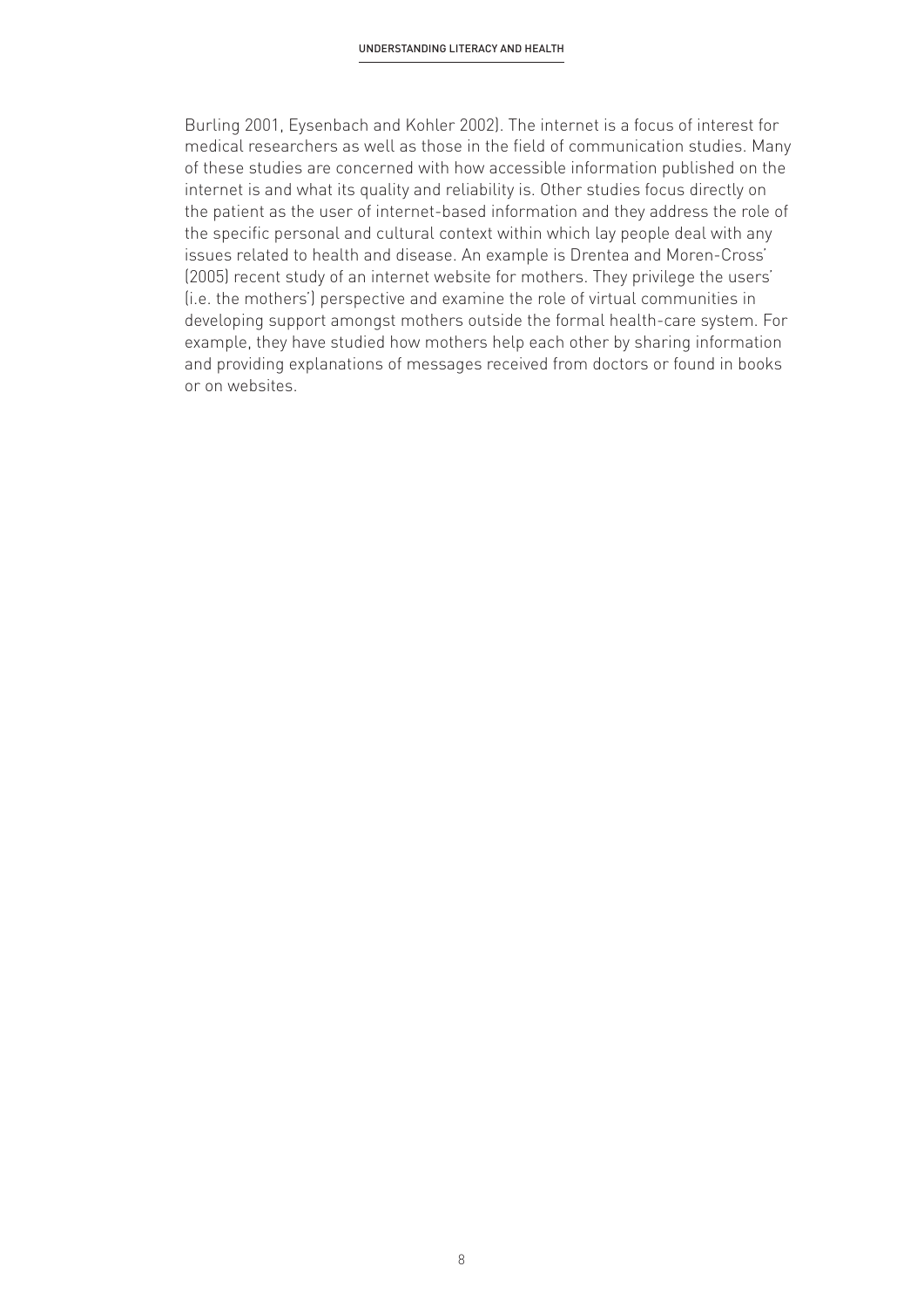Burling 2001, Eysenbach and Kohler 2002). The internet is a focus of interest for medical researchers as well as those in the field of communication studies. Many of these studies are concerned with how accessible information published on the internet is and what its quality and reliability is. Other studies focus directly on the patient as the user of internet-based information and they address the role of the specific personal and cultural context within which lay people deal with any issues related to health and disease. An example is Drentea and Moren-Cross' (2005) recent study of an internet website for mothers. They privilege the users' (i.e. the mothers') perspective and examine the role of virtual communities in developing support amongst mothers outside the formal health-care system. For example, they have studied how mothers help each other by sharing information and providing explanations of messages received from doctors or found in books or on websites.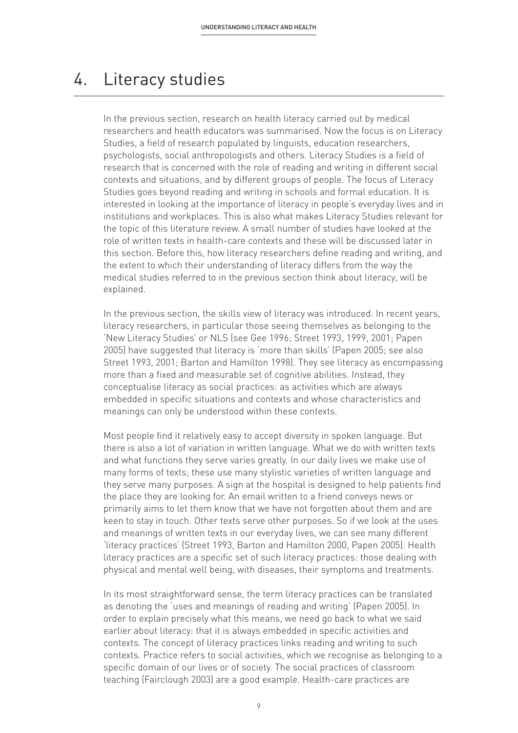# 4. Literacy studies

In the previous section, research on health literacy carried out by medical researchers and health educators was summarised. Now the focus is on Literacy Studies, a field of research populated by linguists, education researchers, psychologists, social anthropologists and others. Literacy Studies is a field of research that is concerned with the role of reading and writing in different social contexts and situations, and by different groups of people. The focus of Literacy Studies goes beyond reading and writing in schools and formal education. It is interested in looking at the importance of literacy in people's everyday lives and in institutions and workplaces. This is also what makes Literacy Studies relevant for the topic of this literature review. A small number of studies have looked at the role of written texts in health-care contexts and these will be discussed later in this section. Before this, how literacy researchers define reading and writing, and the extent to which their understanding of literacy differs from the way the medical studies referred to in the previous section think about literacy, will be explained.

In the previous section, the skills view of literacy was introduced. In recent years, literacy researchers, in particular those seeing themselves as belonging to the 'New Literacy Studies' or NLS (see Gee 1996; Street 1993, 1999, 2001; Papen 2005) have suggested that literacy is 'more than skills' (Papen 2005; see also Street 1993, 2001; Barton and Hamilton 1998). They see literacy as encompassing more than a fixed and measurable set of cognitive abilities. Instead, they conceptualise literacy as social practices: as activities which are always embedded in specific situations and contexts and whose characteristics and meanings can only be understood within these contexts.

Most people find it relatively easy to accept diversity in spoken language. But there is also a lot of variation in written language. What we do with written texts and what functions they serve varies greatly. In our daily lives we make use of many forms of texts; these use many stylistic varieties of written language and they serve many purposes. A sign at the hospital is designed to help patients find the place they are looking for. An email written to a friend conveys news or primarily aims to let them know that we have not forgotten about them and are keen to stay in touch. Other texts serve other purposes. So if we look at the uses and meanings of written texts in our everyday lives, we can see many different 'literacy practices' (Street 1993, Barton and Hamilton 2000, Papen 2005). Health literacy practices are a specific set of such literacy practices: those dealing with physical and mental well being, with diseases, their symptoms and treatments.

In its most straightforward sense, the term literacy practices can be translated as denoting the 'uses and meanings of reading and writing' (Papen 2005). In order to explain precisely what this means, we need go back to what we said earlier about literacy: that it is always embedded in specific activities and contexts. The concept of literacy practices links reading and writing to such contexts. Practice refers to social activities, which we recognise as belonging to a specific domain of our lives or of society. The social practices of classroom teaching (Fairclough 2003) are a good example. Health-care practices are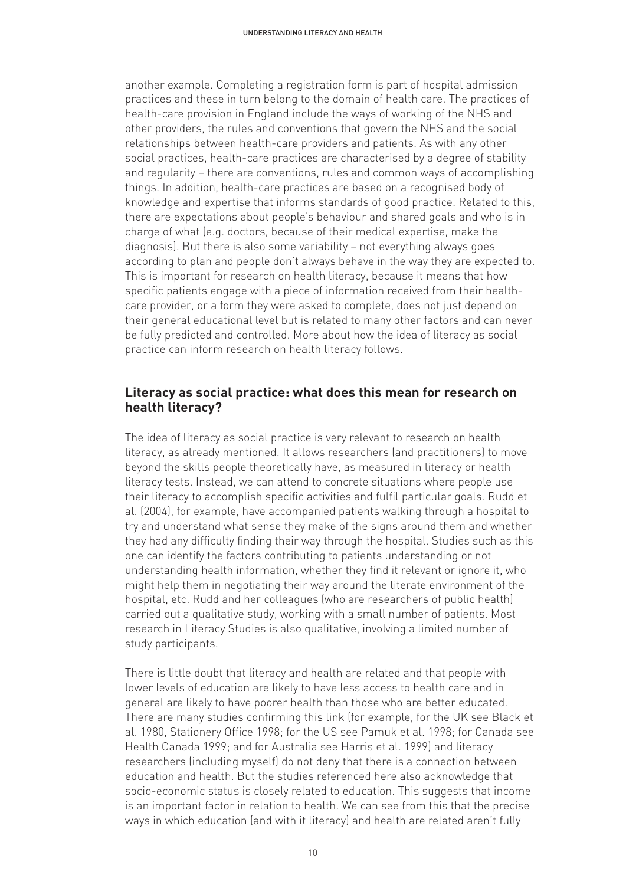another example. Completing a registration form is part of hospital admission practices and these in turn belong to the domain of health care. The practices of health-care provision in England include the ways of working of the NHS and other providers, the rules and conventions that govern the NHS and the social relationships between health-care providers and patients. As with any other social practices, health-care practices are characterised by a degree of stability and regularity – there are conventions, rules and common ways of accomplishing things. In addition, health-care practices are based on a recognised body of knowledge and expertise that informs standards of good practice. Related to this, there are expectations about people's behaviour and shared goals and who is in charge of what (e.g. doctors, because of their medical expertise, make the diagnosis). But there is also some variability – not everything always goes according to plan and people don't always behave in the way they are expected to. This is important for research on health literacy, because it means that how specific patients engage with a piece of information received from their health-care provider, or a form they were asked to complete, does not just depend on their general educational level but is related to many other factors and can never be fully predicted and controlled. More about how the idea of literacy as social practice can inform research on health literacy follows.

## Literacy as social practice: what does this mean for research on health literacy?

The idea of literacy as social practice is very relevant to research on health literacy, as already mentioned. It allows researchers (and practitioners) to move beyond the skills people theoretically have, as measured in literacy or health literacy tests. Instead, we can attend to concrete situations where people use their literacy to accomplish specific activities and fulfil particular goals. Rudd et al. (2004), for example, have accompanied patients walking through a hospital to try and understand what sense they make of the signs around them and whether they had any difficulty finding their way through the hospital. Studies such as this one can identify the factors contributing to patients understanding or not understanding health information, whether they find it relevant or ignore it, who might help them in negotiating their way around the literate environment of the hospital, etc. Rudd and her colleagues (who are researchers of public health) carried out a qualitative study, working with a small number of patients. Most research in Literacy Studies is also qualitative, involving a limited number of study participants.

There is little doubt that literacy and health are related and that people with lower levels of education are likely to have less access to health care and in general are likely to have poorer health than those who are better educated. There are many studies confirming this link (for example, for the UK see Black et al. 1980, Stationery Office 1998; for the US see Pamuk et al. 1998; for Canada see Health Canada 1999; and for Australia see Harris et al. 1999) and literacy researchers (including myself) do not deny that there is a connection between education and health. But the studies referenced here also acknowledge that socio-economic status is closely related to education. This suggests that income is an important factor in relation to health. We can see from this that the precise ways in which education (and with it literacy) and health are related aren't fully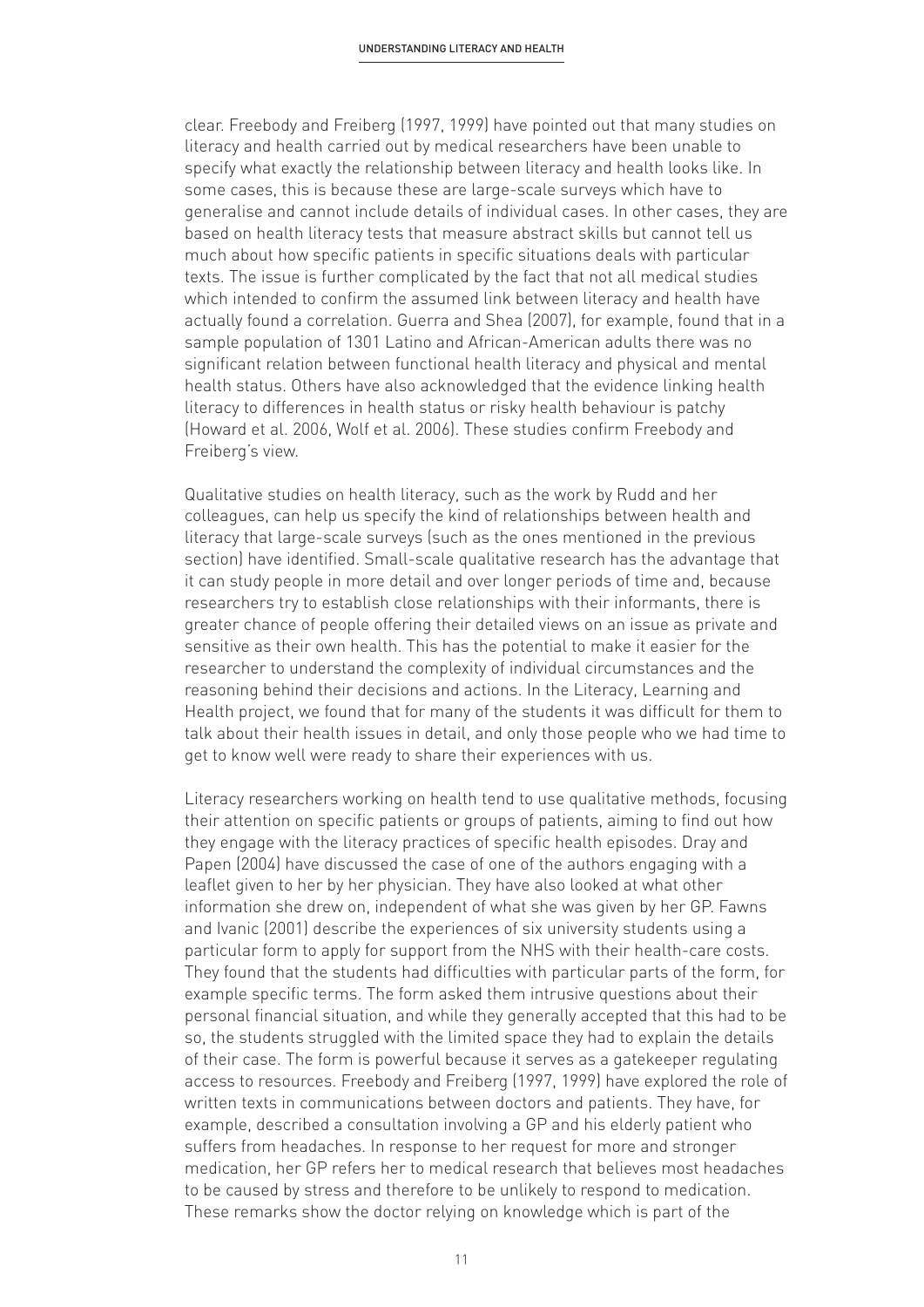clear. Freebody and Freiberg (1997, 1999) have pointed out that many studies on literacy and health carried out by medical researchers have been unable to specify what exactly the relationship between literacy and health looks like. In some cases, this is because these are large-scale surveys which have to generalise and cannot include details of individual cases. In other cases, they are based on health literacy tests that measure abstract skills but cannot tell us much about how specific patients in specific situations deals with particular texts. The issue is further complicated by the fact that not all medical studies which intended to confirm the assumed link between literacy and health have actually found a correlation. Guerra and Shea (2007), for example, found that in a sample population of 1301 Latino and African-American adults there was no significant relation between functional health literacy and physical and mental health status. Others have also acknowledged that the evidence linking health literacy to differences in health status or risky health behaviour is patchy (Howard et al. 2006, Wolf et al. 2006). These studies confirm Freebody and Freiberg's view.

Qualitative studies on health literacy, such as the work by Rudd and her colleagues, can help us specify the kind of relationships between health and literacy that large-scale surveys (such as the ones mentioned in the previous section) have identified. Small-scale qualitative research has the advantage that it can study people in more detail and over longer periods of time and, because researchers try to establish close relationships with their informants, there is greater chance of people offering their detailed views on an issue as private and sensitive as their own health. This has the potential to make it easier for the researcher to understand the complexity of individual circumstances and the reasoning behind their decisions and actions. In the Literacy, Learning and Health project, we found that for many of the students it was difficult for them to talk about their health issues in detail, and only those people who we had time to get to know well were ready to share their experiences with us.

Literacy researchers working on health tend to use qualitative methods, focusing their attention on specific patients or groups of patients, aiming to find out how they engage with the literacy practices of specific health episodes. Dray and Papen (2004) have discussed the case of one of the authors engaging with a leaflet given to her by her physician. They have also looked at what other information she drew on, independent of what she was given by her GP. Fawns and Ivanic (2001) describe the experiences of six university students using a particular form to apply for support from the NHS with their health-care costs. They found that the students had difficulties with particular parts of the form, for example specific terms. The form asked them intrusive questions about their personal financial situation, and while they generally accepted that this had to be so, the students struggled with the limited space they had to explain the details of their case. The form is powerful because it serves as a gatekeeper regulating access to resources. Freebody and Freiberg (1997, 1999) have explored the role of written texts in communications between doctors and patients. They have, for example, described a consultation involving a GP and his elderly patient who suffers from headaches. In response to her request for more and stronger medication, her GP refers her to medical research that believes most headaches to be caused by stress and therefore to be unlikely to respond to medication. These remarks show the doctor relying on knowledge which is part of the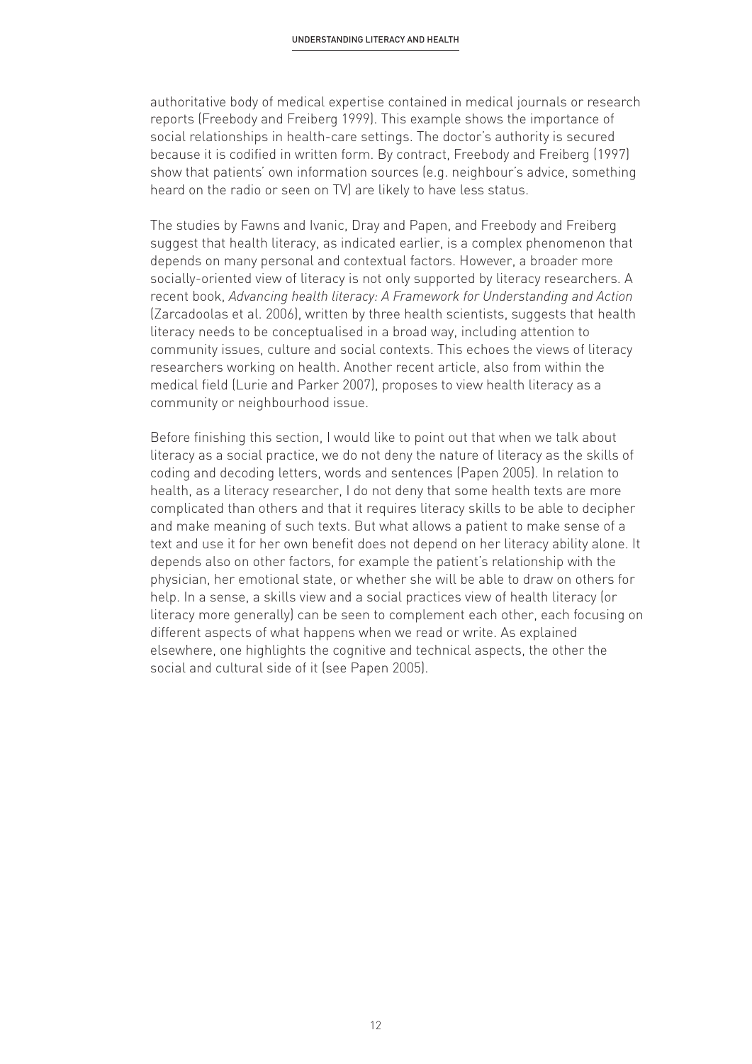authoritative body of medical expertise contained in medical journals or research reports (Freebody and Freiberg 1999). This example shows the importance of social relationships in health-care settings. The doctor's authority is secured because it is codified in written form. By contract, Freebody and Freiberg (1997) show that patients' own information sources (e.g. neighbour's advice, something heard on the radio or seen on TV) are likely to have less status.

The studies by Fawns and Ivanic, Dray and Papen, and Freebody and Freiberg suggest that health literacy, as indicated earlier, is a complex phenomenon that depends on many personal and contextual factors. However, a broader more socially-oriented view of literacy is not only supported by literacy researchers. A recent book, *Advancing health literacy: A Framework for Understanding and Action* (Zarcadoolas et al. 2006), written by three health scientists, suggests that health literacy needs to be conceptualised in a broad way, including attention to community issues, culture and social contexts. This echoes the views of literacy researchers working on health. Another recent article, also from within the medical field (Lurie and Parker 2007), proposes to view health literacy as a community or neighbourhood issue.

Before finishing this section, I would like to point out that when we talk about literacy as a social practice, we do not deny the nature of literacy as the skills of coding and decoding letters, words and sentences (Papen 2005). In relation to health, as a literacy researcher, I do not deny that some health texts are more complicated than others and that it requires literacy skills to be able to decipher and make meaning of such texts. But what allows a patient to make sense of a text and use it for her own benefit does not depend on her literacy ability alone. It depends also on other factors, for example the patient's relationship with the physician, her emotional state, or whether she will be able to draw on others for help. In a sense, a skills view and a social practices view of health literacy (or literacy more generally) can be seen to complement each other, each focusing on different aspects of what happens when we read or write. As explained elsewhere, one highlights the cognitive and technical aspects, the other the social and cultural side of it (see Papen 2005).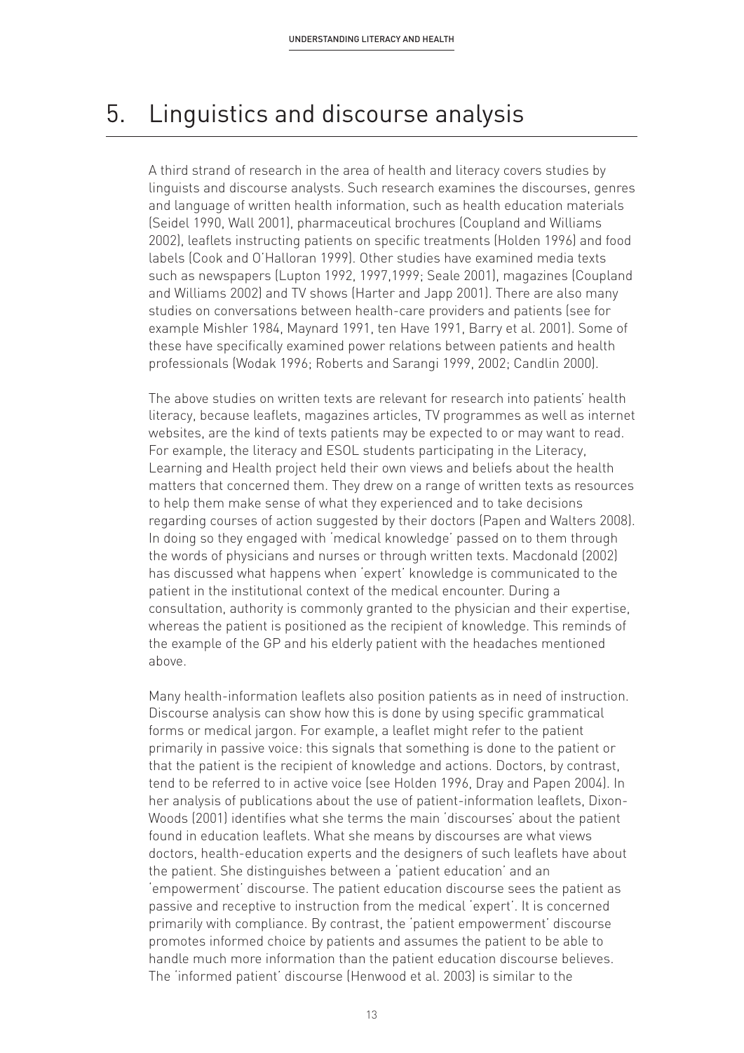# 5. Linguistics and discourse analysis

A third strand of research in the area of health and literacy covers studies by linguists and discourse analysts. Such research examines the discourses, genres and language of written health information, such as health education materials (Seidel 1990, Wall 2001), pharmaceutical brochures (Coupland and Williams 2002), leaflets instructing patients on specific treatments (Holden 1996) and food labels (Cook and O'Halloran 1999). Other studies have examined media texts such as newspapers (Lupton 1992, 1997,1999; Seale 2001), magazines (Coupland and Williams 2002) and TV shows (Harter and Japp 2001). There are also many studies on conversations between health-care providers and patients (see for example Mishler 1984, Maynard 1991, ten Have 1991, Barry et al. 2001). Some of these have specifically examined power relations between patients and health professionals (Wodak 1996; Roberts and Sarangi 1999, 2002; Candlin 2000).

The above studies on written texts are relevant for research into patients' health literacy, because leaflets, magazines articles, TV programmes as well as internet websites, are the kind of texts patients may be expected to or may want to read. For example, the literacy and ESOL students participating in the Literacy, Learning and Health project held their own views and beliefs about the health matters that concerned them. They drew on a range of written texts as resources to help them make sense of what they experienced and to take decisions regarding courses of action suggested by their doctors (Papen and Walters 2008). In doing so they engaged with 'medical knowledge' passed on to them through the words of physicians and nurses or through written texts. Macdonald (2002) has discussed what happens when 'expert' knowledge is communicated to the patient in the institutional context of the medical encounter. During a consultation, authority is commonly granted to the physician and their expertise, whereas the patient is positioned as the recipient of knowledge. This reminds of the example of the GP and his elderly patient with the headaches mentioned above.

Many health-information leaflets also position patients as in need of instruction. Discourse analysis can show how this is done by using specific grammatical forms or medical jargon. For example, a leaflet might refer to the patient primarily in passive voice: this signals that something is done to the patient or that the patient is the recipient of knowledge and actions. Doctors, by contrast, tend to be referred to in active voice (see Holden 1996, Dray and Papen 2004). In her analysis of publications about the use of patient-information leaflets, Dixon-Woods (2001) identifies what she terms the main 'discourses' about the patient found in education leaflets. What she means by discourses are what views doctors, health-education experts and the designers of such leaflets have about the patient. She distinguishes between a 'patient education' and an 'empowerment' discourse. The patient education discourse sees the patient as passive and receptive to instruction from the medical 'expert'. It is concerned primarily with compliance. By contrast, the 'patient empowerment' discourse promotes informed choice by patients and assumes the patient to be able to handle much more information than the patient education discourse believes. The 'informed patient' discourse (Henwood et al. 2003) is similar to the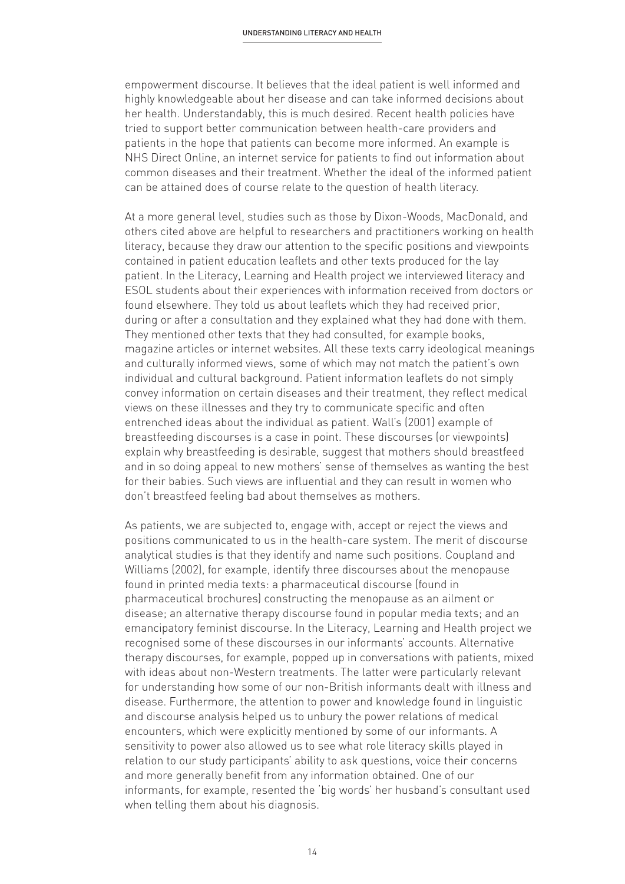empowerment discourse. It believes that the ideal patient is well informed and highly knowledgeable about her disease and can take informed decisions about her health. Understandably, this is much desired. Recent health policies have tried to support better communication between health-care providers and patients in the hope that patients can become more informed. An example is NHS Direct Online, an internet service for patients to find out information about common diseases and their treatment. Whether the ideal of the informed patient can be attained does of course relate to the question of health literacy.

At a more general level, studies such as those by Dixon-Woods, MacDonald, and others cited above are helpful to researchers and practitioners working on health literacy, because they draw our attention to the specific positions and viewpoints contained in patient education leaflets and other texts produced for the lay patient. In the Literacy, Learning and Health project we interviewed literacy and ESOL students about their experiences with information received from doctors or found elsewhere. They told us about leaflets which they had received prior, during or after a consultation and they explained what they had done with them. They mentioned other texts that they had consulted, for example books, magazine articles or internet websites. All these texts carry ideological meanings and culturally informed views, some of which may not match the patient's own individual and cultural background. Patient information leaflets do not simply convey information on certain diseases and their treatment, they reflect medical views on these illnesses and they try to communicate specific and often entrenched ideas about the individual as patient. Wall's (2001) example of breastfeeding discourses is a case in point. These discourses (or viewpoints) explain why breastfeeding is desirable, suggest that mothers should breastfeed and in so doing appeal to new mothers' sense of themselves as wanting the best for their babies. Such views are influential and they can result in women who don't breastfeed feeling bad about themselves as mothers.

As patients, we are subjected to, engage with, accept or reject the views and positions communicated to us in the health-care system. The merit of discourse analytical studies is that they identify and name such positions. Coupland and Williams (2002), for example, identify three discourses about the menopause found in printed media texts: a pharmaceutical discourse (found in pharmaceutical brochures) constructing the menopause as an ailment or disease; an alternative therapy discourse found in popular media texts; and an emancipatory feminist discourse. In the Literacy, Learning and Health project we recognised some of these discourses in our informants' accounts. Alternative therapy discourses, for example, popped up in conversations with patients, mixed with ideas about non-Western treatments. The latter were particularly relevant for understanding how some of our non-British informants dealt with illness and disease. Furthermore, the attention to power and knowledge found in linguistic and discourse analysis helped us to unbury the power relations of medical encounters, which were explicitly mentioned by some of our informants. A sensitivity to power also allowed us to see what role literacy skills played in relation to our study participants' ability to ask questions, voice their concerns and more generally benefit from any information obtained. One of our informants, for example, resented the 'big words' her husband's consultant used when telling them about his diagnosis.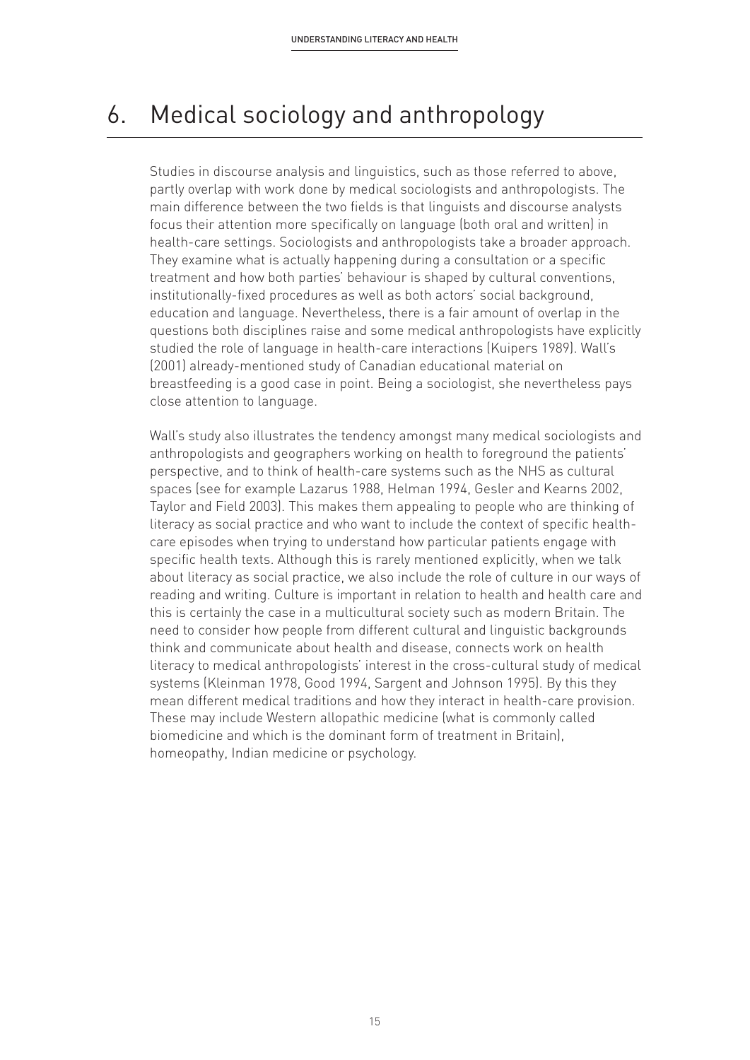# 6. Medical sociology and anthropology

Studies in discourse analysis and linguistics, such as those referred to above, partly overlap with work done by medical sociologists and anthropologists. The main difference between the two fields is that linguists and discourse analysts focus their attention more specifically on language (both oral and written) in health-care settings. Sociologists and anthropologists take a broader approach. They examine what is actually happening during a consultation or a specific treatment and how both parties' behaviour is shaped by cultural conventions, institutionally-fixed procedures as well as both actors' social background, education and language. Nevertheless, there is a fair amount of overlap in the questions both disciplines raise and some medical anthropologists have explicitly studied the role of language in health-care interactions (Kuipers 1989). Wall's (2001) already-mentioned study of Canadian educational material on breastfeeding is a good case in point. Being a sociologist, she nevertheless pays close attention to language.

Wall's study also illustrates the tendency amongst many medical sociologists and anthropologists and geographers working on health to foreground the patients' perspective, and to think of health-care systems such as the NHS as cultural spaces (see for example Lazarus 1988, Helman 1994, Gesler and Kearns 2002, Taylor and Field 2003). This makes them appealing to people who are thinking of literacy as social practice and who want to include the context of specific health-care episodes when trying to understand how particular patients engage with specific health texts. Although this is rarely mentioned explicitly, when we talk about literacy as social practice, we also include the role of culture in our ways of reading and writing. Culture is important in relation to health and health care and this is certainly the case in a multicultural society such as modern Britain. The need to consider how people from different cultural and linguistic backgrounds think and communicate about health and disease, connects work on health literacy to medical anthropologists' interest in the cross-cultural study of medical systems (Kleinman 1978, Good 1994, Sargent and Johnson 1995). By this they mean different medical traditions and how they interact in health-care provision. These may include Western allopathic medicine (what is commonly called biomedicine and which is the dominant form of treatment in Britain), homeopathy, Indian medicine or psychology.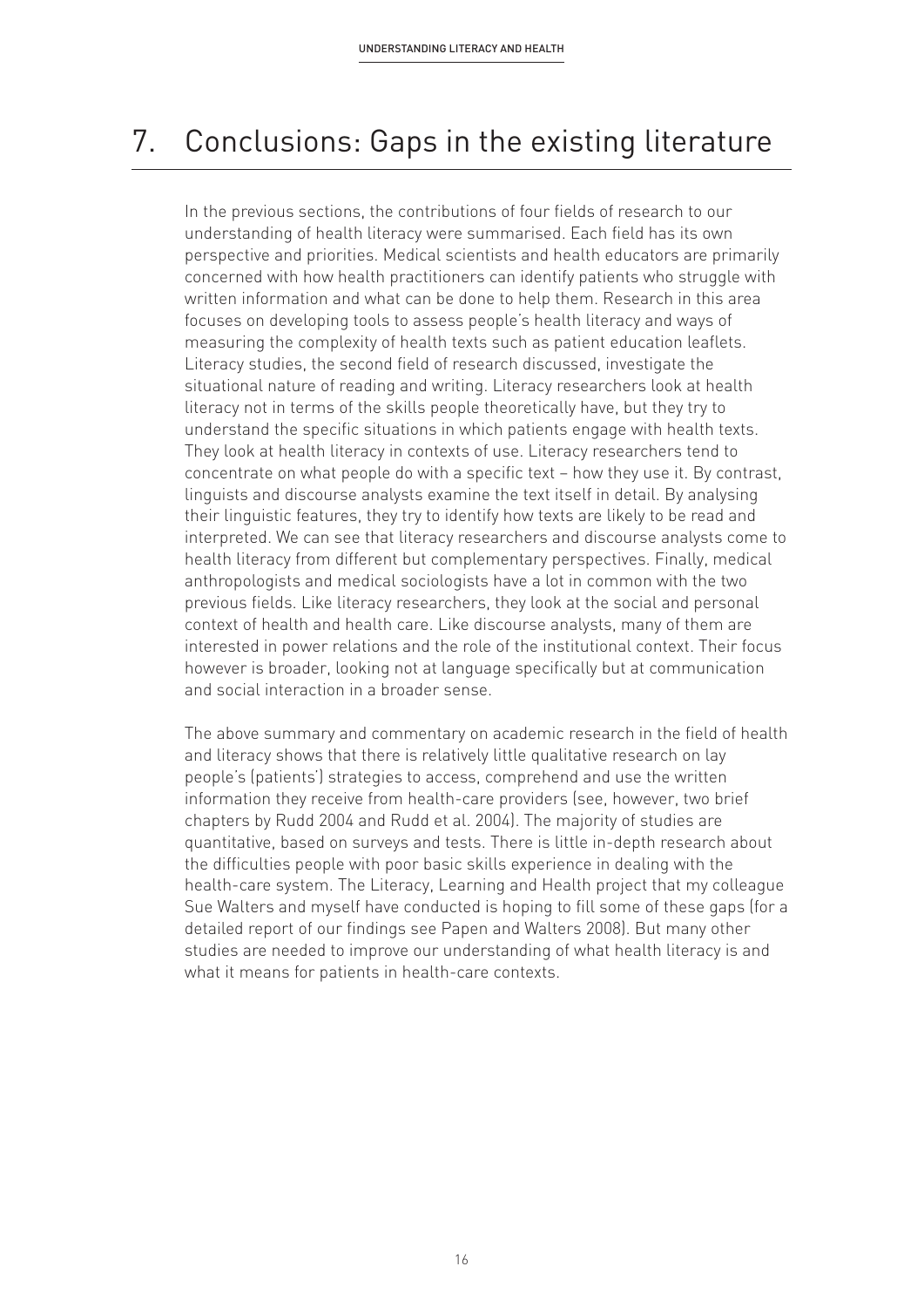# 7. Conclusions: Gaps in the existing literature

In the previous sections, the contributions of four fields of research to our understanding of health literacy were summarised. Each field has its own perspective and priorities. Medical scientists and health educators are primarily concerned with how health practitioners can identify patients who struggle with written information and what can be done to help them. Research in this area focuses on developing tools to assess people's health literacy and ways of measuring the complexity of health texts such as patient education leaflets. Literacy studies, the second field of research discussed, investigate the situational nature of reading and writing. Literacy researchers look at health literacy not in terms of the skills people theoretically have, but they try to understand the specific situations in which patients engage with health texts. They look at health literacy in contexts of use. Literacy researchers tend to concentrate on what people do with a specific text – how they use it. By contrast, linguists and discourse analysts examine the text itself in detail. By analysing their linguistic features, they try to identify how texts are likely to be read and interpreted. We can see that literacy researchers and discourse analysts come to health literacy from different but complementary perspectives. Finally, medical anthropologists and medical sociologists have a lot in common with the two previous fields. Like literacy researchers, they look at the social and personal context of health and health care. Like discourse analysts, many of them are interested in power relations and the role of the institutional context. Their focus however is broader, looking not at language specifically but at communication and social interaction in a broader sense.

The above summary and commentary on academic research in the field of health and literacy shows that there is relatively little qualitative research on lay people's (patients') strategies to access, comprehend and use the written information they receive from health-care providers (see, however, two brief chapters by Rudd 2004 and Rudd et al. 2004). The majority of studies are quantitative, based on surveys and tests. There is little in-depth research about the difficulties people with poor basic skills experience in dealing with the health-care system. The Literacy, Learning and Health project that my colleague Sue Walters and myself have conducted is hoping to fill some of these gaps (for a detailed report of our findings see Papen and Walters 2008). But many other studies are needed to improve our understanding of what health literacy is and what it means for patients in health-care contexts.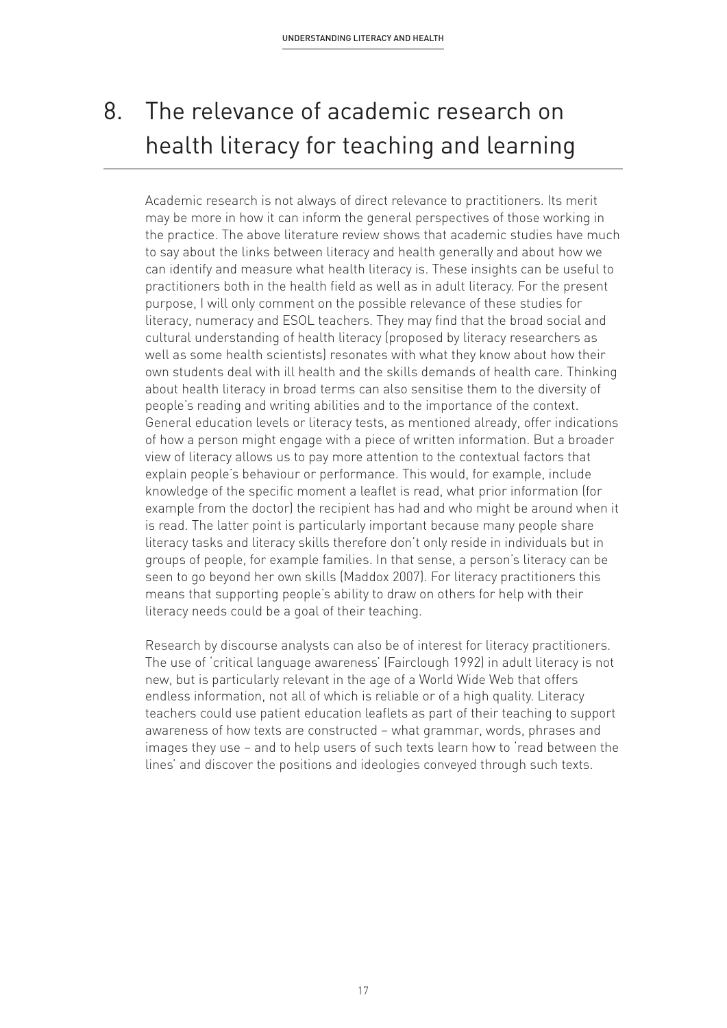# 8. The relevance of academic research on health literacy for teaching and learning

Academic research is not always of direct relevance to practitioners. Its merit may be more in how it can inform the general perspectives of those working in the practice. The above literature review shows that academic studies have much to say about the links between literacy and health generally and about how we can identify and measure what health literacy is. These insights can be useful to practitioners both in the health field as well as in adult literacy. For the present purpose, I will only comment on the possible relevance of these studies for literacy, numeracy and ESOL teachers. They may find that the broad social and cultural understanding of health literacy (proposed by literacy researchers as well as some health scientists) resonates with what they know about how their own students deal with ill health and the skills demands of health care. Thinking about health literacy in broad terms can also sensitise them to the diversity of people's reading and writing abilities and to the importance of the context. General education levels or literacy tests, as mentioned already, offer indications of how a person might engage with a piece of written information. But a broader view of literacy allows us to pay more attention to the contextual factors that explain people's behaviour or performance. This would, for example, include knowledge of the specific moment a leaflet is read, what prior information (for example from the doctor) the recipient has had and who might be around when it is read. The latter point is particularly important because many people share literacy tasks and literacy skills therefore don't only reside in individuals but in groups of people, for example families. In that sense, a person's literacy can be seen to go beyond her own skills (Maddox 2007). For literacy practitioners this means that supporting people's ability to draw on others for help with their literacy needs could be a goal of their teaching.

Research by discourse analysts can also be of interest for literacy practitioners. The use of 'critical language awareness' (Fairclough 1992) in adult literacy is not new, but is particularly relevant in the age of a World Wide Web that offers endless information, not all of which is reliable or of a high quality. Literacy teachers could use patient education leaflets as part of their teaching to support awareness of how texts are constructed – what grammar, words, phrases and images they use – and to help users of such texts learn how to 'read between the lines' and discover the positions and ideologies conveyed through such texts.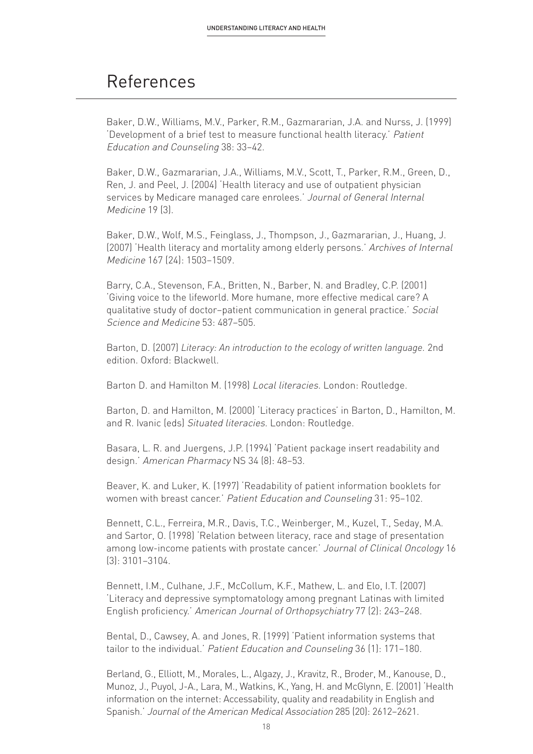# References

Baker, D.W., Williams, M.V., Parker, R.M., Gazmararian, J.A. and Nurss, J. (1999) 'Development of a brief test to measure functional health literacy.' *Patient Education and Counseling* 38: 33–42.

Baker, D.W., Gazmararian, J.A., Williams, M.V., Scott, T., Parker, R.M., Green, D., Ren, J. and Peel, J. (2004) 'Health literacy and use of outpatient physician services by Medicare managed care enrolees.' *Journal of General Internal Medicine* 19 (3).

Baker, D.W., Wolf, M.S., Feinglass, J., Thompson, J., Gazmararian, J., Huang, J. (2007) 'Health literacy and mortality among elderly persons.' *Archives of Internal Medicine* 167 (24): 1503–1509.

Barry, C.A., Stevenson, F.A., Britten, N., Barber, N. and Bradley, C.P. (2001) 'Giving voice to the lifeworld. More humane, more effective medical care? A qualitative study of doctor–patient communication in general practice.' *Social Science and Medicine* 53: 487–505.

Barton, D. (2007) *Literacy: An introduction to the ecology of written language.* 2nd edition. Oxford: Blackwell.

Barton D. and Hamilton M. (1998) *Local literacies*. London: Routledge.

Barton, D. and Hamilton, M. (2000) 'Literacy practices' in Barton, D., Hamilton, M. and R. Ivanic (eds) *Situated literacies*. London: Routledge.

Basara, L. R. and Juergens, J.P. (1994) 'Patient package insert readability and design.' *American Pharmacy* NS 34 (8): 48–53.

Beaver, K. and Luker, K. (1997) 'Readability of patient information booklets for women with breast cancer.' *Patient Education and Counseling* 31: 95–102.

Bennett, C.L., Ferreira, M.R., Davis, T.C., Weinberger, M., Kuzel, T., Seday, M.A. and Sartor, O. (1998) 'Relation between literacy, race and stage of presentation among low-income patients with prostate cancer.' *Journal of Clinical Oncology* 16 (3): 3101–3104.

Bennett, I.M., Culhane, J.F., McCollum, K.F., Mathew, L. and Elo, I.T. (2007) 'Literacy and depressive symptomatology among pregnant Latinas with limited English proficiency.' *American Journal of Orthopsychiatry* 77 (2): 243–248.

Bental, D., Cawsey, A. and Jones, R. (1999) 'Patient information systems that tailor to the individual.' *Patient Education and Counseling* 36 (1): 171–180.

Berland, G., Elliott, M., Morales, L., Algazy, J., Kravitz, R., Broder, M., Kanouse, D., Munoz, J., Puyol, J-A., Lara, M., Watkins, K., Yang, H. and McGlynn, E. (2001) 'Health information on the internet: Accessability, quality and readability in English and Spanish.' *Journal of the American Medical Association* 285 (20): 2612–2621.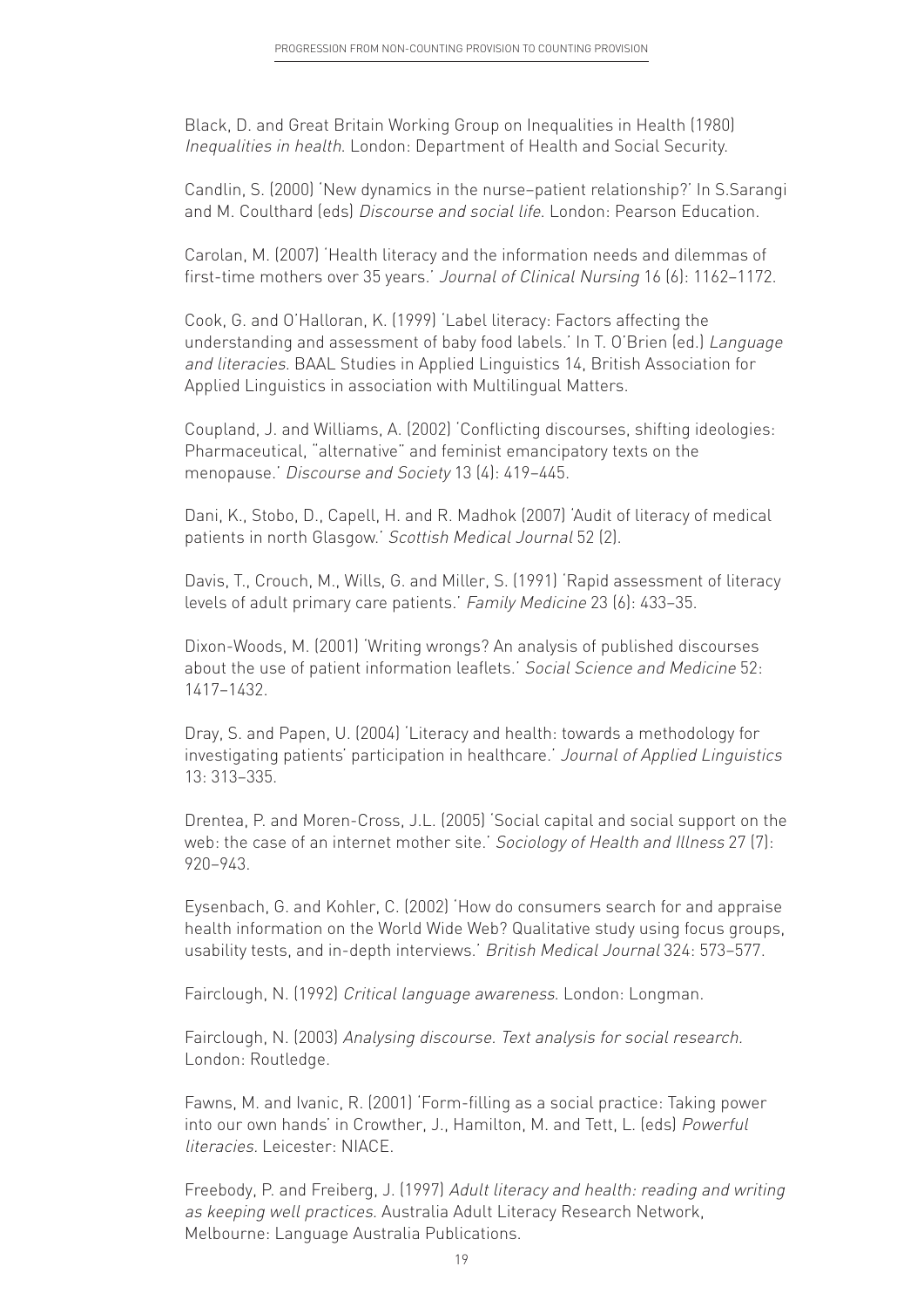Black, D. and Great Britain Working Group on Inequalities in Health (1980) *Inequalities in health*. London: Department of Health and Social Security.

Candlin, S. (2000) 'New dynamics in the nurse–patient relationship?' In S.Sarangi and M. Coulthard (eds) *Discourse and social life*. London: Pearson Education.

Carolan, M. (2007) 'Health literacy and the information needs and dilemmas of first-time mothers over 35 years.' *Journal of Clinical Nursing* 16 (6): 1162–1172.

Cook, G. and O'Halloran, K. (1999) 'Label literacy: Factors affecting the understanding and assessment of baby food labels.' In T. O'Brien (ed.) *Language and literacies*. BAAL Studies in Applied Linguistics 14, British Association for Applied Linguistics in association with Multilingual Matters.

Coupland, J. and Williams, A. (2002) 'Conflicting discourses, shifting ideologies: Pharmaceutical, "alternative" and feminist emancipatory texts on the menopause.' *Discourse and Society* 13 (4): 419–445.

Dani, K., Stobo, D., Capell, H. and R. Madhok (2007) 'Audit of literacy of medical patients in north Glasgow.' *Scottish Medical Journal* 52 (2).

Davis, T., Crouch, M., Wills, G. and Miller, S. (1991) 'Rapid assessment of literacy levels of adult primary care patients.' *Family Medicine* 23 (6): 433–35.

Dixon-Woods, M. (2001) 'Writing wrongs? An analysis of published discourses about the use of patient information leaflets.' *Social Science and Medicine* 52: 1417–1432.

Dray, S. and Papen, U. (2004) 'Literacy and health: towards a methodology for investigating patients' participation in healthcare.' *Journal of Applied Linguistics* 13: 313–335.

Drentea, P. and Moren-Cross, J.L. (2005) 'Social capital and social support on the web: the case of an internet mother site.' *Sociology of Health and Illness* 27 (7): 920–943.

Eysenbach, G. and Kohler, C. (2002) 'How do consumers search for and appraise health information on the World Wide Web? Qualitative study using focus groups, usability tests, and in-depth interviews.' *British Medical Journal* 324: 573–577.

Fairclough, N. (1992) *Critical language awareness*. London: Longman.

Fairclough, N. (2003) *Analysing discourse. Text analysis for social research.* London: Routledge.

Fawns, M. and Ivanic, R. (2001) 'Form-filling as a social practice: Taking power into our own hands' in Crowther, J., Hamilton, M. and Tett, L. (eds) *Powerful literacies*. Leicester: NIACE.

Freebody, P. and Freiberg, J. (1997) *Adult literacy and health: reading and writing as keeping well practices.* Australia Adult Literacy Research Network, Melbourne: Language Australia Publications.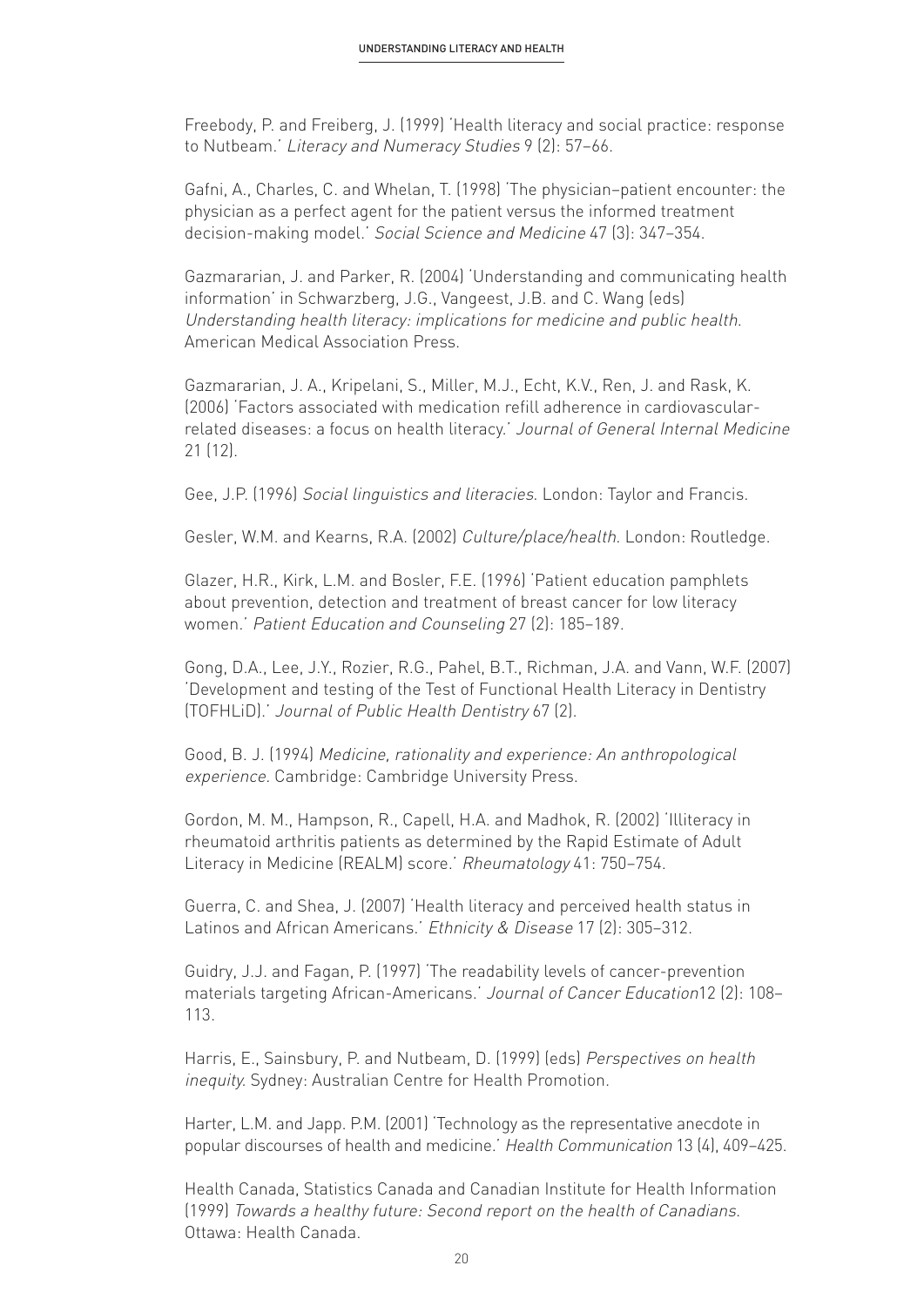Freebody, P. and Freiberg, J. (1999) 'Health literacy and social practice: response to Nutbeam.' *Literacy and Numeracy Studies* 9 (2): 57–66.

Gafni, A., Charles, C. and Whelan, T. (1998) 'The physician–patient encounter: the physician as a perfect agent for the patient versus the informed treatment decision-making model.' *Social Science and Medicine* 47 (3): 347–354.

Gazmararian, J. and Parker, R. (2004) 'Understanding and communicating health information' in Schwarzberg, J.G., Vangeest, J.B. and C. Wang (eds) *Understanding health literacy: implications for medicine and public health*. American Medical Association Press.

Gazmararian, J. A., Kripelani, S., Miller, M.J., Echt, K.V., Ren, J. and Rask, K. (2006) 'Factors associated with medication refill adherence in cardiovascular-related diseases: a focus on health literacy.' *Journal of General Internal Medicine* 21 (12).

Gee, J.P. (1996) *Social linguistics and literacies*. London: Taylor and Francis.

Gesler, W.M. and Kearns, R.A. (2002) *Culture/place/health*. London: Routledge.

Glazer, H.R., Kirk, L.M. and Bosler, F.E. (1996) 'Patient education pamphlets about prevention, detection and treatment of breast cancer for low literacy women.' *Patient Education and Counseling* 27 (2): 185–189.

Gong, D.A., Lee, J.Y., Rozier, R.G., Pahel, B.T., Richman, J.A. and Vann, W.F. (2007) 'Development and testing of the Test of Functional Health Literacy in Dentistry (TOFHLiD).' *Journal of Public Health Dentistry* 67 (2).

Good, B. J. (1994) *Medicine, rationality and experience: An anthropological experience*. Cambridge: Cambridge University Press.

Gordon, M. M., Hampson, R., Capell, H.A. and Madhok, R. (2002) 'Illiteracy in rheumatoid arthritis patients as determined by the Rapid Estimate of Adult Literacy in Medicine (REALM) score.' *Rheumatology* 41: 750–754.

Guerra, C. and Shea, J. (2007) 'Health literacy and perceived health status in Latinos and African Americans.' *Ethnicity & Disease* 17 (2): 305–312.

Guidry, J.J. and Fagan, P. (1997) 'The readability levels of cancer-prevention materials targeting African-Americans.' *Journal of Cancer Education*12 (2): 108–113.

Harris, E., Sainsbury, P. and Nutbeam, D. (1999) (eds) *Perspectives on health inequity*. Sydney: Australian Centre for Health Promotion.

Harter, L.M. and Japp. P.M. (2001) 'Technology as the representative anecdote in popular discourses of health and medicine.' *Health Communication* 13 (4), 409–425.

Health Canada, Statistics Canada and Canadian Institute for Health Information (1999) *Towards a healthy future: Second report on the health of Canadians*. Ottawa: Health Canada.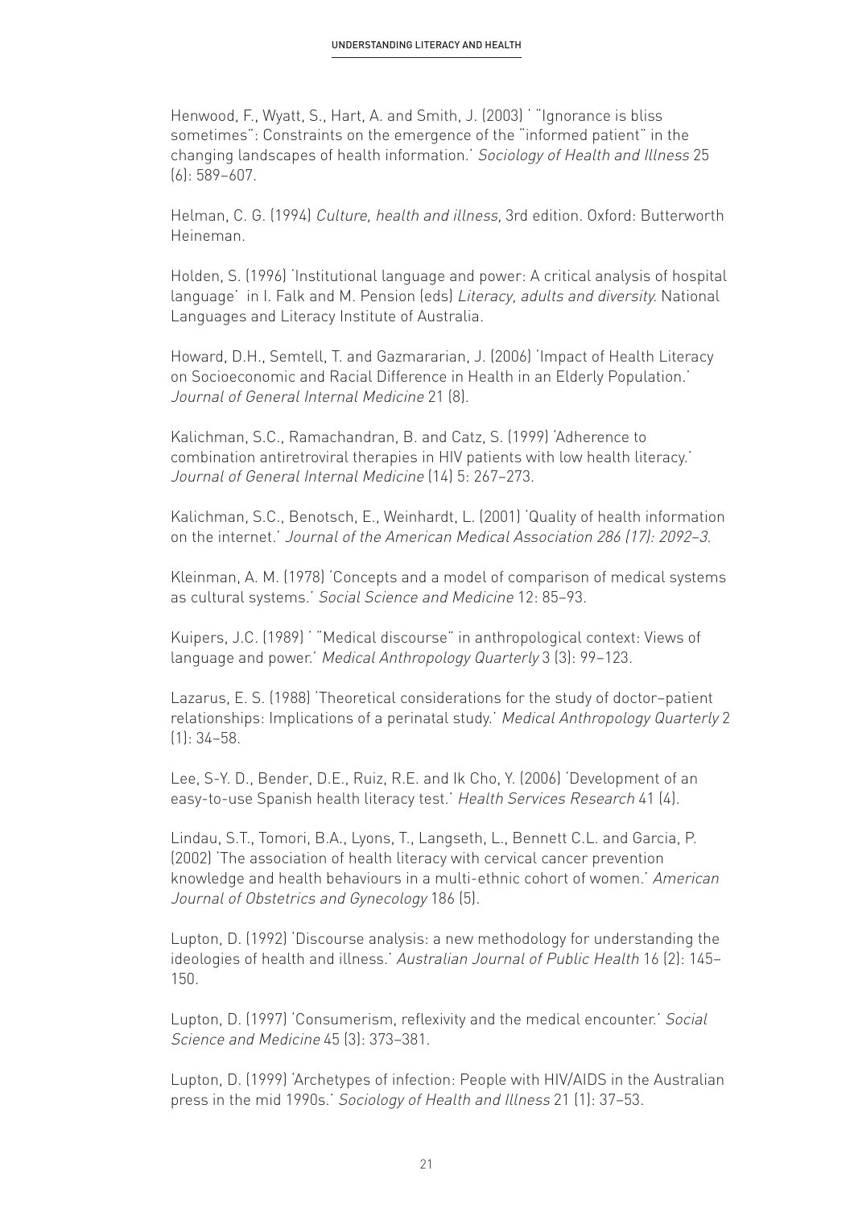Henwood, F., Wyatt, S., Hart, A. and Smith, J. (2003) ' "Ignorance is bliss sometimes": Constraints on the emergence of the "informed patient" in the changing landscapes of health information.' *Sociology of Health and Illness* 25 (6): 589–607.

Helman, C. G. (1994) *Culture, health and illness,* 3rd edition. Oxford: Butterworth Heineman.

Holden, S. (1996) 'Institutional language and power: A critical analysis of hospital language' in I. Falk and M. Pension (eds) *Literacy, adults and diversity.* National Languages and Literacy Institute of Australia.

Howard, D.H., Semtell, T. and Gazmararian, J. (2006) 'Impact of Health Literacy on Socioeconomic and Racial Difference in Health in an Elderly Population.' *Journal of General Internal Medicine* 21 (8).

Kalichman, S.C., Ramachandran, B. and Catz, S. (1999) 'Adherence to combination antiretroviral therapies in HIV patients with low health literacy.' *Journal of General Internal Medicine* (14) 5: 267–273.

Kalichman, S.C., Benotsch, E., Weinhardt, L. (2001) 'Quality of health information on the internet.' *Journal of the American Medical Association 286 (17): 2092–3.*

Kleinman, A. M. (1978) 'Concepts and a model of comparison of medical systems as cultural systems.' *Social Science and Medicine* 12: 85–93.

Kuipers, J.C. (1989) ' "Medical discourse" in anthropological context: Views of language and power.' *Medical Anthropology Quarterly* 3 (3): 99–123.

Lazarus, E. S. (1988) 'Theoretical considerations for the study of doctor–patient relationships: Implications of a perinatal study.' *Medical Anthropology Quarterly* 2 (1): 34–58.

Lee, S-Y. D., Bender, D.E., Ruiz, R.E. and Ik Cho, Y. (2006) 'Development of an easy-to-use Spanish health literacy test.' *Health Services Research* 41 (4).

Lindau, S.T., Tomori, B.A., Lyons, T., Langseth, L., Bennett C.L. and Garcia, P. (2002) 'The association of health literacy with cervical cancer prevention knowledge and health behaviours in a multi-ethnic cohort of women.' *American Journal of Obstetrics and Gynecology* 186 (5).

Lupton, D. (1992) 'Discourse analysis: a new methodology for understanding the ideologies of health and illness.' *Australian Journal of Public Health* 16 (2): 145–150.

Lupton, D. (1997) 'Consumerism, reflexivity and the medical encounter.' *Social Science and Medicine* 45 (3): 373–381.

Lupton, D. (1999) 'Archetypes of infection: People with HIV/AIDS in the Australian press in the mid 1990s.' *Sociology of Health and Illness* 21 (1): 37–53.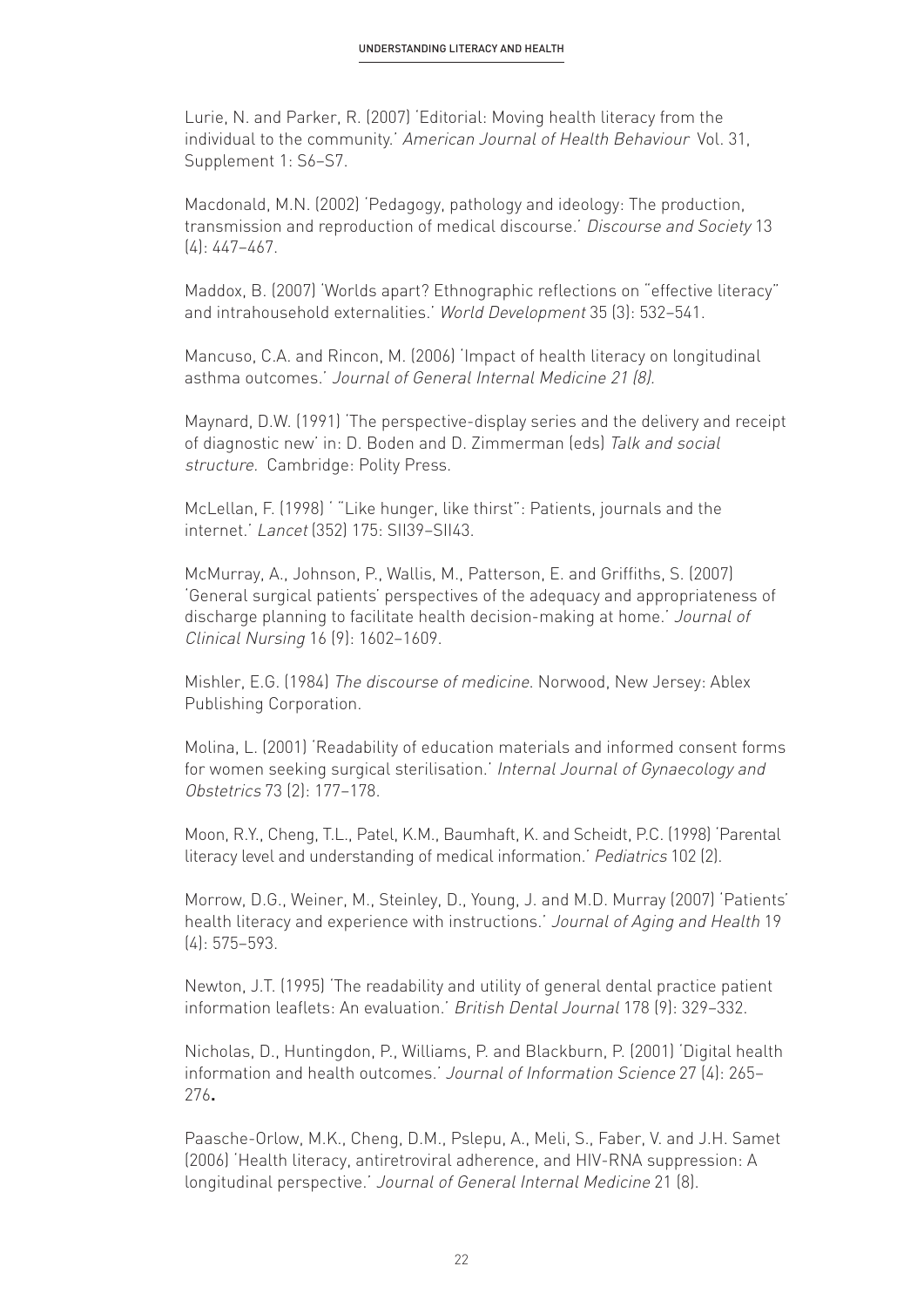Lurie, N. and Parker, R. (2007) 'Editorial: Moving health literacy from the individual to the community.' *American Journal of Health Behaviour* Vol. 31, Supplement 1: S6–S7.

Macdonald, M.N. (2002) 'Pedagogy, pathology and ideology: The production, transmission and reproduction of medical discourse.' *Discourse and Society* 13 (4): 447–467.

Maddox, B. (2007) 'Worlds apart? Ethnographic reflections on "effective literacy" and intrahousehold externalities.' *World Development* 35 (3): 532–541.

Mancuso, C.A. and Rincon, M. (2006) 'Impact of health literacy on longitudinal asthma outcomes.' *Journal of General Internal Medicine 21 (8).*

Maynard, D.W. (1991) 'The perspective-display series and the delivery and receipt of diagnostic new' in: D. Boden and D. Zimmerman (eds) *Talk and social structure.* Cambridge: Polity Press.

McLellan, F. (1998) ' "Like hunger, like thirst": Patients, journals and the internet.' *Lancet* (352) 175: SII39–SII43.

McMurray, A., Johnson, P., Wallis, M., Patterson, E. and Griffiths, S. (2007) 'General surgical patients' perspectives of the adequacy and appropriateness of discharge planning to facilitate health decision-making at home.' *Journal of Clinical Nursing* 16 (9): 1602–1609.

Mishler, E.G. (1984) *The discourse of medicine*. Norwood, New Jersey: Ablex Publishing Corporation.

Molina, L. (2001) 'Readability of education materials and informed consent forms for women seeking surgical sterilisation.' *Internal Journal of Gynaecology and Obstetrics* 73 (2): 177–178.

Moon, R.Y., Cheng, T.L., Patel, K.M., Baumhaft, K. and Scheidt, P.C. (1998) 'Parental literacy level and understanding of medical information.' *Pediatrics* 102 (2).

Morrow, D.G., Weiner, M., Steinley, D., Young, J. and M.D. Murray (2007) 'Patients' health literacy and experience with instructions.' *Journal of Aging and Health* 19 (4): 575–593.

Newton, J.T. (1995) 'The readability and utility of general dental practice patient information leaflets: An evaluation.' *British Dental Journal* 178 (9): 329–332.

Nicholas, D., Huntingdon, P., Williams, P. and Blackburn, P. (2001) 'Digital health information and health outcomes.' *Journal of Information Science* 27 (4): 265–276**.**

Paasche-Orlow, M.K., Cheng, D.M., Pslepu, A., Meli, S., Faber, V. and J.H. Samet (2006) 'Health literacy, antiretroviral adherence, and HIV-RNA suppression: A longitudinal perspective.' *Journal of General Internal Medicine* 21 (8).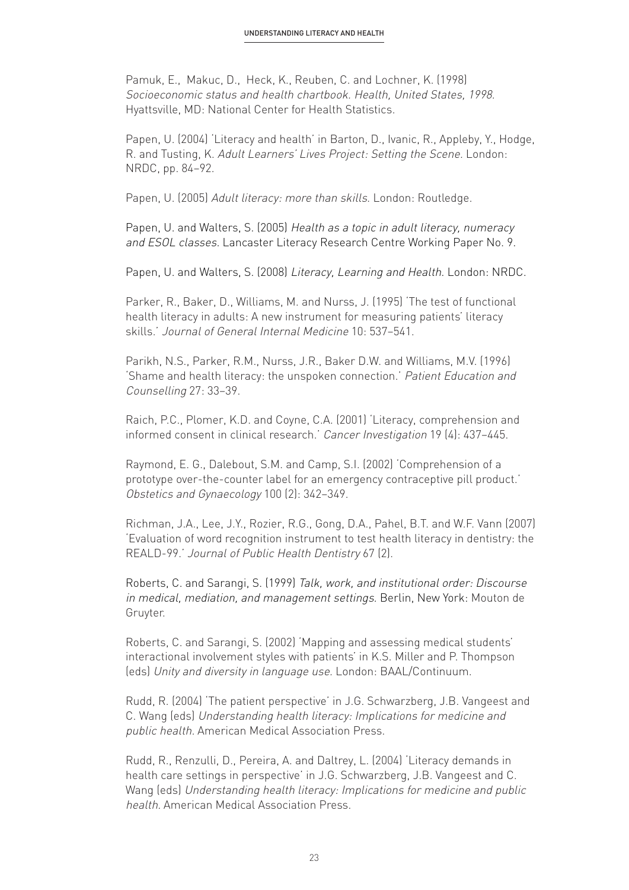Pamuk, E., Makuc, D., Heck, K., Reuben, C. and Lochner, K. (1998) *Socioeconomic status and health chartbook. Health, United States, 1998.* Hyattsville, MD: National Center for Health Statistics.

Papen, U. (2004) 'Literacy and health' in Barton, D., Ivanic, R., Appleby, Y., Hodge, R. and Tusting, K. *Adult Learners' Lives Project: Setting the Scene.* London: NRDC, pp. 84–92.

Papen, U. (2005) *Adult literacy: more than skills.* London: Routledge.

Papen, U. and Walters, S. (2005) *Health as a topic in adult literacy, numeracy and ESOL classes.* Lancaster Literacy Research Centre Working Paper No. 9.

Papen, U. and Walters, S. (2008) *Literacy, Learning and Health.* London: NRDC.

Parker, R., Baker, D., Williams, M. and Nurss, J. (1995) 'The test of functional health literacy in adults: A new instrument for measuring patients' literacy skills.' *Journal of General Internal Medicine* 10: 537–541.

Parikh, N.S., Parker, R.M., Nurss, J.R., Baker D.W. and Williams, M.V. (1996) 'Shame and health literacy: the unspoken connection.' *Patient Education and Counselling* 27: 33–39.

Raich, P.C., Plomer, K.D. and Coyne, C.A. (2001) 'Literacy, comprehension and informed consent in clinical research.' *Cancer Investigation* 19 (4): 437–445.

Raymond, E. G., Dalebout, S.M. and Camp, S.I. (2002) 'Comprehension of a prototype over-the-counter label for an emergency contraceptive pill product.' *Obstetics and Gynaecology* 100 (2): 342–349.

Richman, J.A., Lee, J.Y., Rozier, R.G., Gong, D.A., Pahel, B.T. and W.F. Vann (2007) 'Evaluation of word recognition instrument to test health literacy in dentistry: the REALD-99.' *Journal of Public Health Dentistry* 67 (2).

Roberts, C. and Sarangi, S. (1999) *Talk, work, and institutional order: Discourse in medical, mediation, and management settings.* Berlin, New York: Mouton de Gruyter.

Roberts, C. and Sarangi, S. (2002) 'Mapping and assessing medical students' interactional involvement styles with patients' in K.S. Miller and P. Thompson (eds) *Unity and diversity in language use.* London: BAAL/Continuum.

Rudd, R. (2004) 'The patient perspective' in J.G. Schwarzberg, J.B. Vangeest and C. Wang (eds) *Understanding health literacy: Implications for medicine and public health.* American Medical Association Press.

Rudd, R., Renzulli, D., Pereira, A. and Daltrey, L. (2004) 'Literacy demands in health care settings in perspective' in J.G. Schwarzberg, J.B. Vangeest and C. Wang (eds) *Understanding health literacy: Implications for medicine and public health.* American Medical Association Press.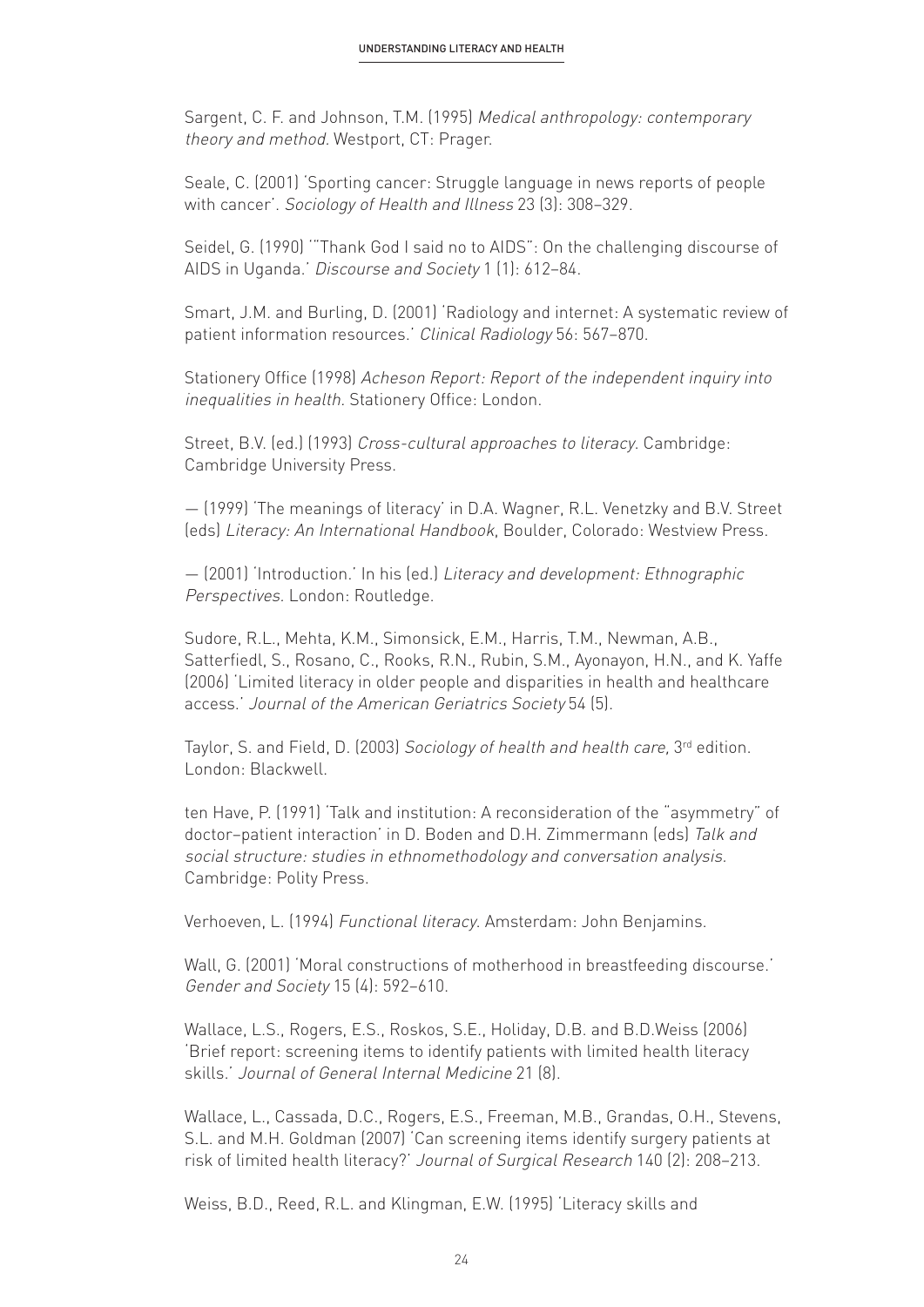Sargent, C. F. and Johnson, T.M. (1995) *Medical anthropology: contemporary theory and method*. Westport, CT: Prager.

Seale, C. (2001) 'Sporting cancer: Struggle language in news reports of people with cancer'. *Sociology of Health and Illness* 23 (3): 308–329.

Seidel, G. (1990) '"Thank God I said no to AIDS": On the challenging discourse of AIDS in Uganda.' *Discourse and Society* 1 (1): 612–84.

Smart, J.M. and Burling, D. (2001) 'Radiology and internet: A systematic review of patient information resources.' *Clinical Radiology* 56: 567–870.

Stationery Office (1998) *Acheson Report: Report of the independent inquiry into inequalities in health*. Stationery Office: London.

Street, B.V. (ed.) (1993) *Cross-cultural approaches to literacy*. Cambridge: Cambridge University Press.

— (1999) 'The meanings of literacy' in D.A. Wagner, R.L. Venetzky and B.V. Street (eds) *Literacy: An International Handbook*, Boulder, Colorado: Westview Press.

— (2001) 'Introduction.' In his (ed.) *Literacy and development: Ethnographic Perspectives*. London: Routledge.

Sudore, R.L., Mehta, K.M., Simonsick, E.M., Harris, T.M., Newman, A.B., Satterfiedl, S., Rosano, C., Rooks, R.N., Rubin, S.M., Ayonayon, H.N., and K. Yaffe (2006) 'Limited literacy in older people and disparities in health and healthcare access.' *Journal of the American Geriatrics Society* 54 (5).

Taylor, S. and Field, D. (2003) *Sociology of health and health care,* 3rd edition. London: Blackwell.

ten Have, P. (1991) 'Talk and institution: A reconsideration of the "asymmetry" of doctor–patient interaction' in D. Boden and D.H. Zimmermann (eds) *Talk and social structure: studies in ethnomethodology and conversation analysis*. Cambridge: Polity Press.

Verhoeven, L. (1994) *Functional literacy*. Amsterdam: John Benjamins.

Wall, G. (2001) 'Moral constructions of motherhood in breastfeeding discourse.' *Gender and Society* 15 (4): 592–610.

Wallace, L.S., Rogers, E.S., Roskos, S.E., Holiday, D.B. and B.D.Weiss (2006) 'Brief report: screening items to identify patients with limited health literacy skills.' *Journal of General Internal Medicine* 21 (8).

Wallace, L., Cassada, D.C., Rogers, E.S., Freeman, M.B., Grandas, O.H., Stevens, S.L. and M.H. Goldman (2007) 'Can screening items identify surgery patients at risk of limited health literacy?' *Journal of Surgical Research* 140 (2): 208–213.

Weiss, B.D., Reed, R.L. and Klingman, E.W. (1995) 'Literacy skills and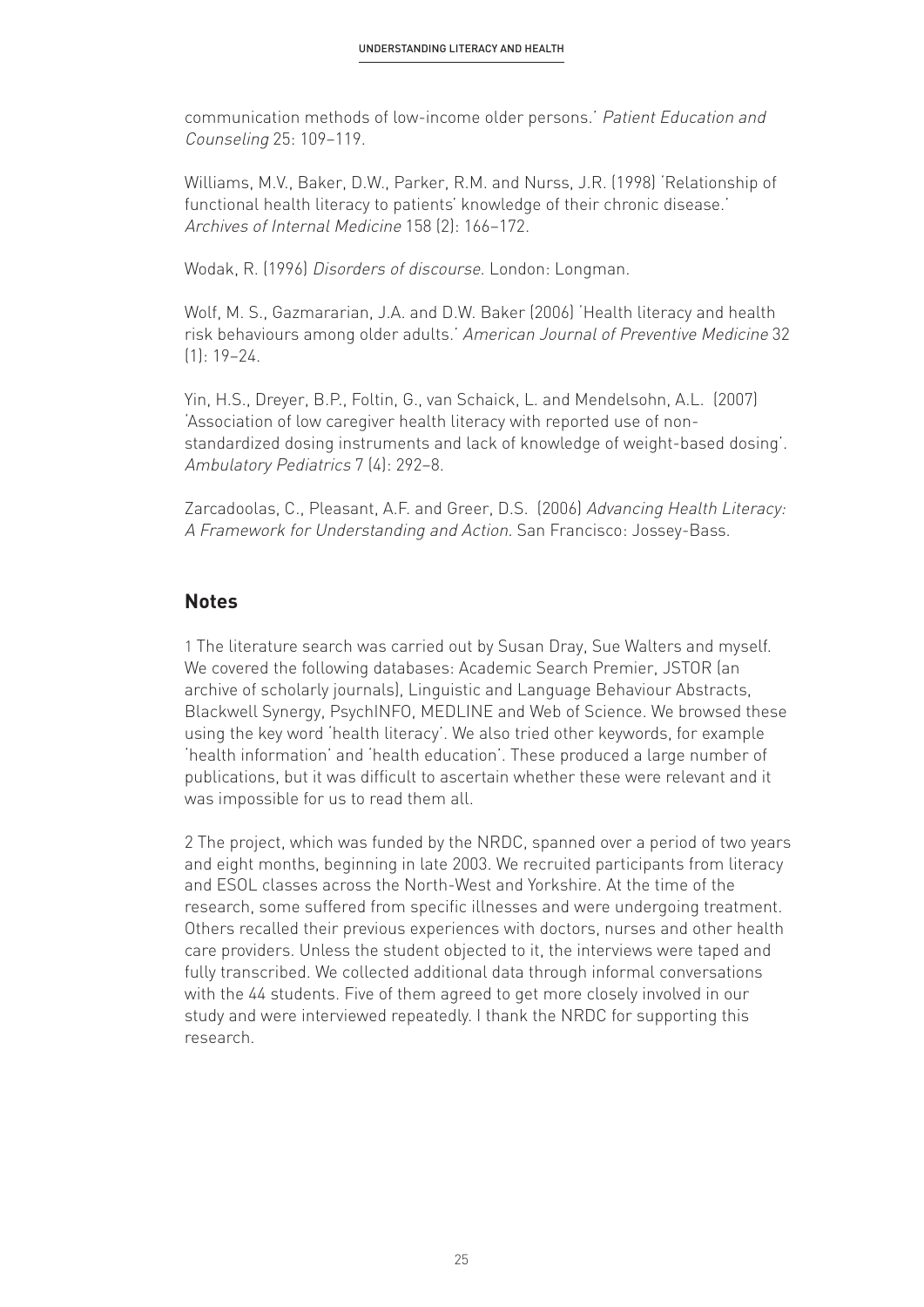communication methods of low-income older persons.' *Patient Education and Counseling* 25: 109–119.

Williams, M.V., Baker, D.W., Parker, R.M. and Nurss, J.R. (1998) 'Relationship of functional health literacy to patients' knowledge of their chronic disease.' *Archives of Internal Medicine* 158 (2): 166–172.

Wodak, R. (1996) *Disorders of discourse*. London: Longman.

Wolf, M. S., Gazmararian, J.A. and D.W. Baker (2006) 'Health literacy and health risk behaviours among older adults.' *American Journal of Preventive Medicine* 32 (1): 19–24.

Yin, H.S., Dreyer, B.P., Foltin, G., van Schaick, L. and Mendelsohn, A.L. (2007) 'Association of low caregiver health literacy with reported use of non-standardized dosing instruments and lack of knowledge of weight-based dosing'. *Ambulatory Pediatrics* 7 (4): 292–8.

Zarcadoolas, C., Pleasant, A.F. and Greer, D.S. (2006) *Advancing Health Literacy: A Framework for Understanding and Action*. San Francisco: Jossey-Bass.

## Notes

1 The literature search was carried out by Susan Dray, Sue Walters and myself. We covered the following databases: Academic Search Premier, JSTOR (an archive of scholarly journals), Linguistic and Language Behaviour Abstracts, Blackwell Synergy, PsychINFO, MEDLINE and Web of Science. We browsed these using the key word 'health literacy'. We also tried other keywords, for example 'health information' and 'health education'. These produced a large number of publications, but it was difficult to ascertain whether these were relevant and it was impossible for us to read them all.

2 The project, which was funded by the NRDC, spanned over a period of two years and eight months, beginning in late 2003. We recruited participants from literacy and ESOL classes across the North-West and Yorkshire. At the time of the research, some suffered from specific illnesses and were undergoing treatment. Others recalled their previous experiences with doctors, nurses and other health care providers. Unless the student objected to it, the interviews were taped and fully transcribed. We collected additional data through informal conversations with the 44 students. Five of them agreed to get more closely involved in our study and were interviewed repeatedly. I thank the NRDC for supporting this research.